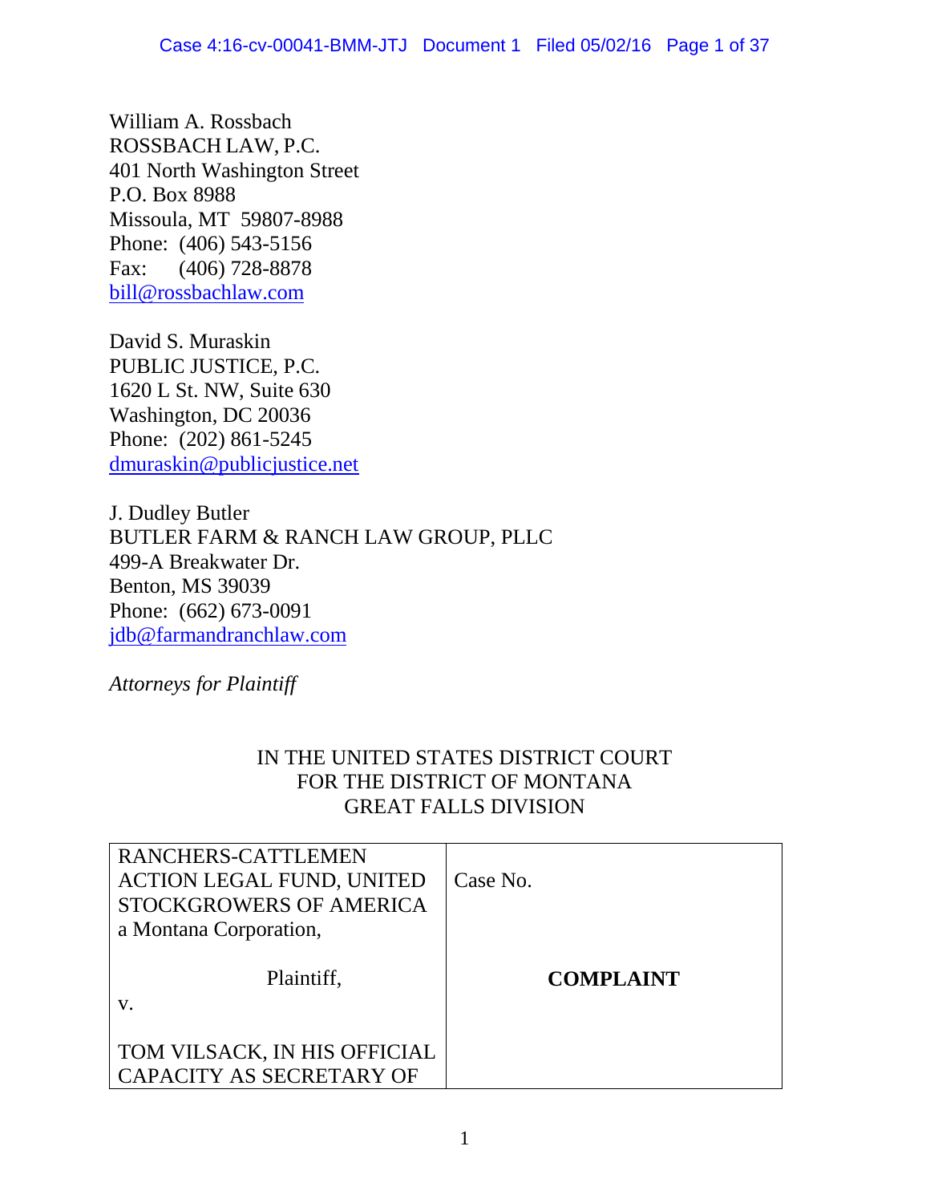William A. Rossbach
ROSSBACH LAW, P.C.
401 North Washington Street
P.O. Box 8988
Missoula, MT 59807-8988
Phone: (406) 543-5156
Fax: (406) 728-8878
bill@rossbachlaw.com

David S. Muraskin
PUBLIC JUSTICE, P.C.
1620 L St. NW, Suite 630
Washington, DC 20036
Phone: (202) 861-5245
dmuraskin@publicjustice.net

J. Dudley Butler
BUTLER FARM & RANCH LAW GROUP, PLLC
499-A Breakwater Dr.
Benton, MS 39039
Phone: (662) 673-0091
jdb@farmandranchlaw.com

*Attorneys for Plaintiff*

IN THE UNITED STATES DISTRICT COURT
FOR THE DISTRICT OF MONTANA
GREAT FALLS DIVISION

| | |
|---|---|
| RANCHERS-CATTLEMEN ACTION LEGAL FUND, UNITED STOCKGROWERS OF AMERICA a Montana Corporation,<br><br>Plaintiff,<br><br>v.<br><br>TOM VILSACK, IN HIS OFFICIAL CAPACITY AS SECRETARY OF | Case No.<br><br>**COMPLAINT** |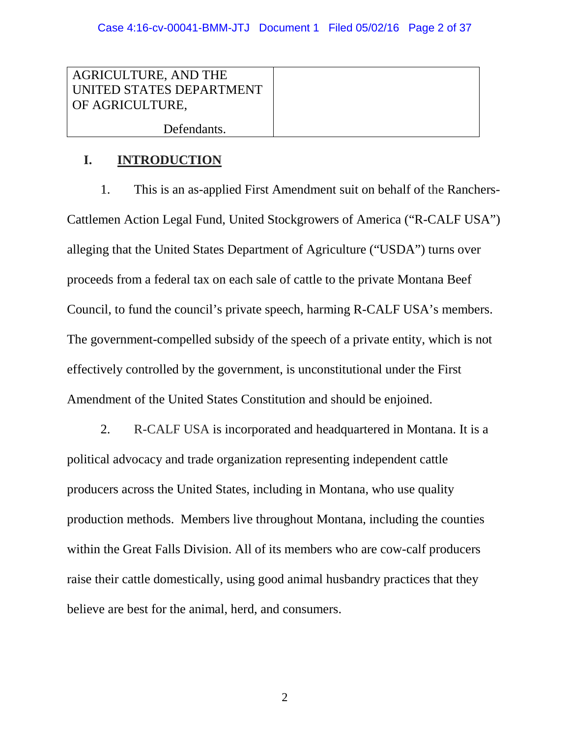| AGRICULTURE, AND THE UNITED STATES DEPARTMENT OF AGRICULTURE, Defendants. | |
|---|---|

## I. INTRODUCTION

1. This is an as-applied First Amendment suit on behalf of the Ranchers-Cattlemen Action Legal Fund, United Stockgrowers of America ("R-CALF USA") alleging that the United States Department of Agriculture ("USDA") turns over proceeds from a federal tax on each sale of cattle to the private Montana Beef Council, to fund the council's private speech, harming R-CALF USA's members. The government-compelled subsidy of the speech of a private entity, which is not effectively controlled by the government, is unconstitutional under the First Amendment of the United States Constitution and should be enjoined.

2. R-CALF USA is incorporated and headquartered in Montana. It is a political advocacy and trade organization representing independent cattle producers across the United States, including in Montana, who use quality production methods. Members live throughout Montana, including the counties within the Great Falls Division. All of its members who are cow-calf producers raise their cattle domestically, using good animal husbandry practices that they believe are best for the animal, herd, and consumers.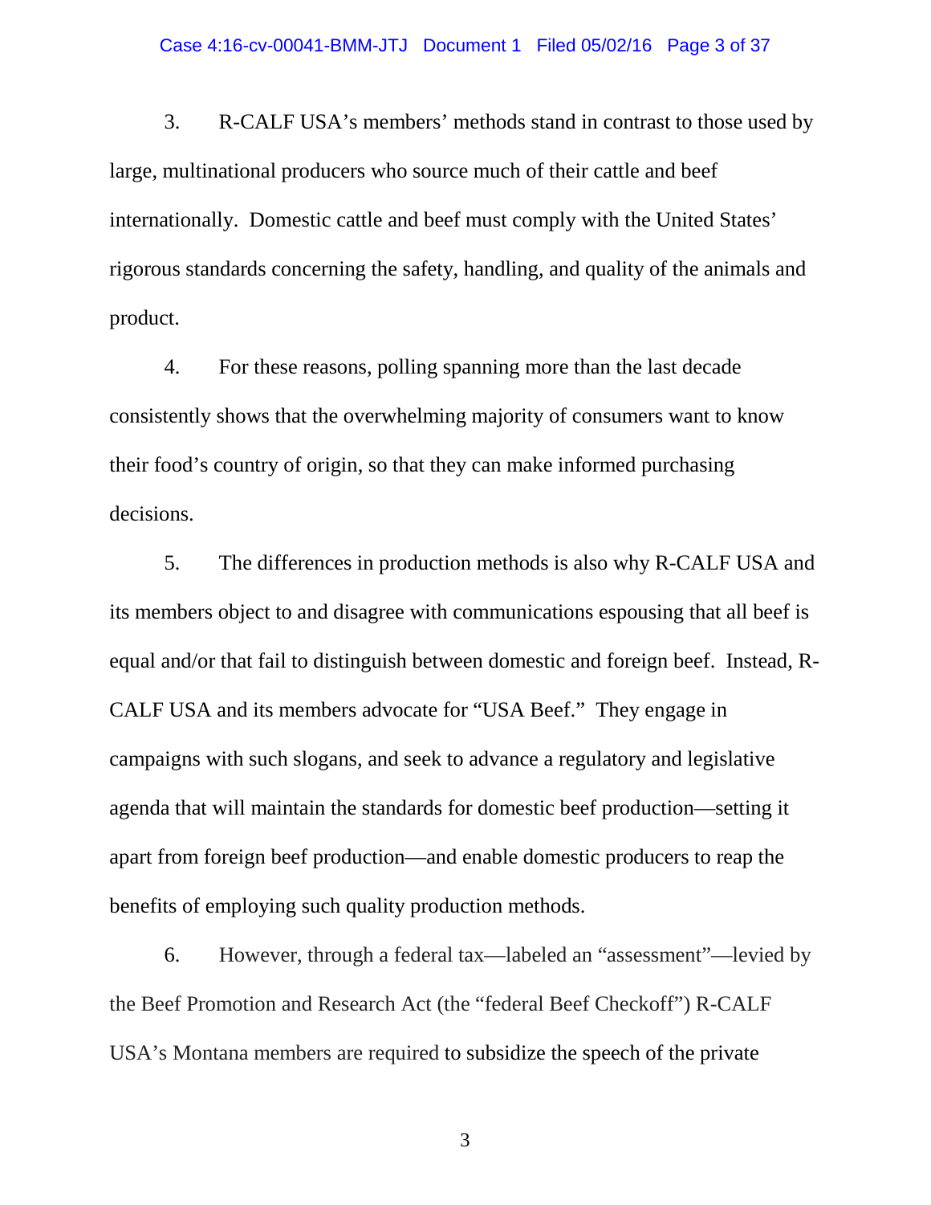3. R-CALF USA's members' methods stand in contrast to those used by large, multinational producers who source much of their cattle and beef internationally. Domestic cattle and beef must comply with the United States' rigorous standards concerning the safety, handling, and quality of the animals and product.

4. For these reasons, polling spanning more than the last decade consistently shows that the overwhelming majority of consumers want to know their food's country of origin, so that they can make informed purchasing decisions.

5. The differences in production methods is also why R-CALF USA and its members object to and disagree with communications espousing that all beef is equal and/or that fail to distinguish between domestic and foreign beef. Instead, R-CALF USA and its members advocate for "USA Beef." They engage in campaigns with such slogans, and seek to advance a regulatory and legislative agenda that will maintain the standards for domestic beef production—setting it apart from foreign beef production—and enable domestic producers to reap the benefits of employing such quality production methods.

6. However, through a federal tax—labeled an "assessment"—levied by the Beef Promotion and Research Act (the "federal Beef Checkoff") R-CALF USA's Montana members are required to subsidize the speech of the private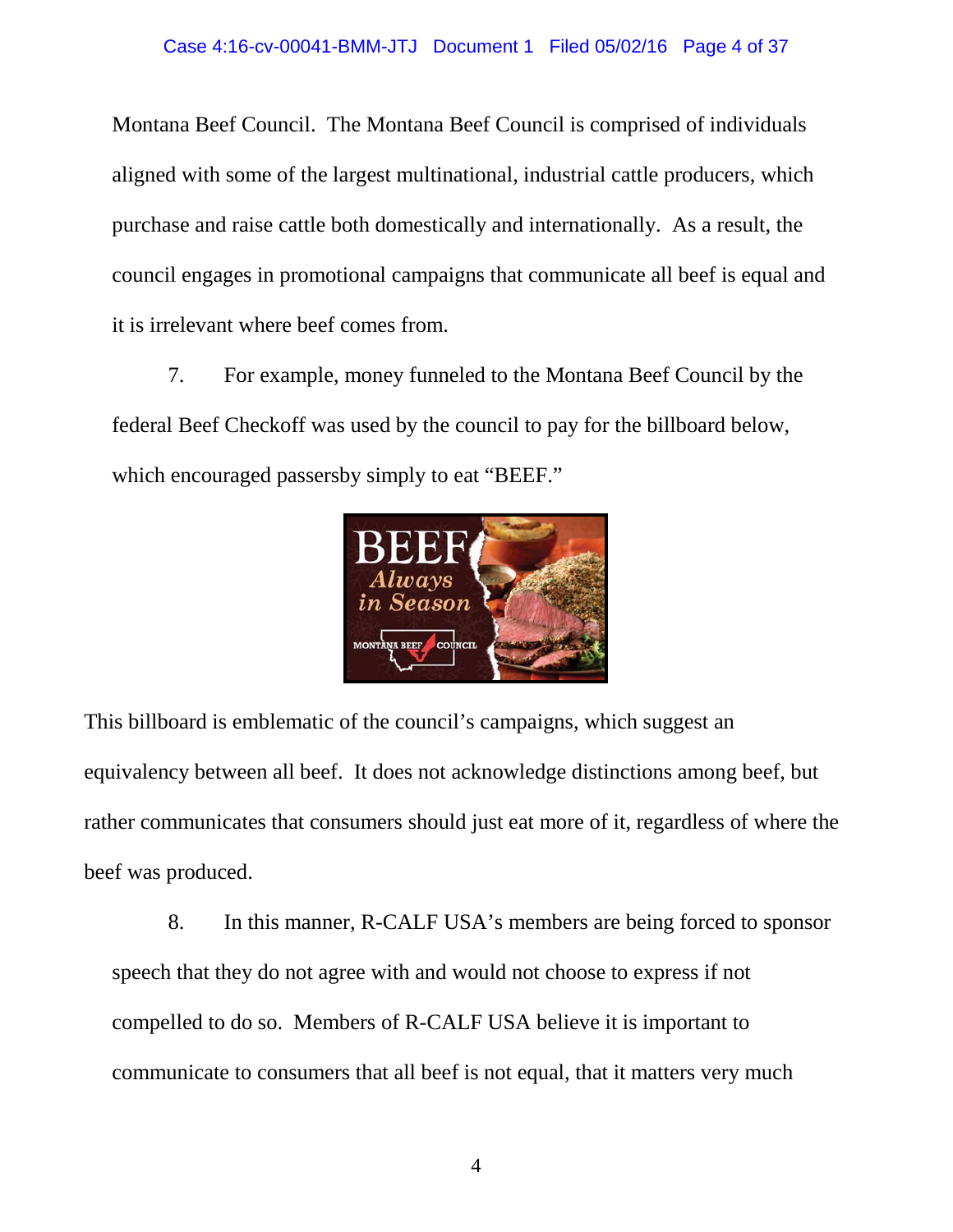Montana Beef Council. The Montana Beef Council is comprised of individuals aligned with some of the largest multinational, industrial cattle producers, which purchase and raise cattle both domestically and internationally. As a result, the council engages in promotional campaigns that communicate all beef is equal and it is irrelevant where beef comes from.

7. For example, money funneled to the Montana Beef Council by the federal Beef Checkoff was used by the council to pay for the billboard below, which encouraged passersby simply to eat "BEEF."

This billboard is emblematic of the council's campaigns, which suggest an equivalency between all beef. It does not acknowledge distinctions among beef, but rather communicates that consumers should just eat more of it, regardless of where the beef was produced.

8. In this manner, R-CALF USA's members are being forced to sponsor speech that they do not agree with and would not choose to express if not compelled to do so. Members of R-CALF USA believe it is important to communicate to consumers that all beef is not equal, that it matters very much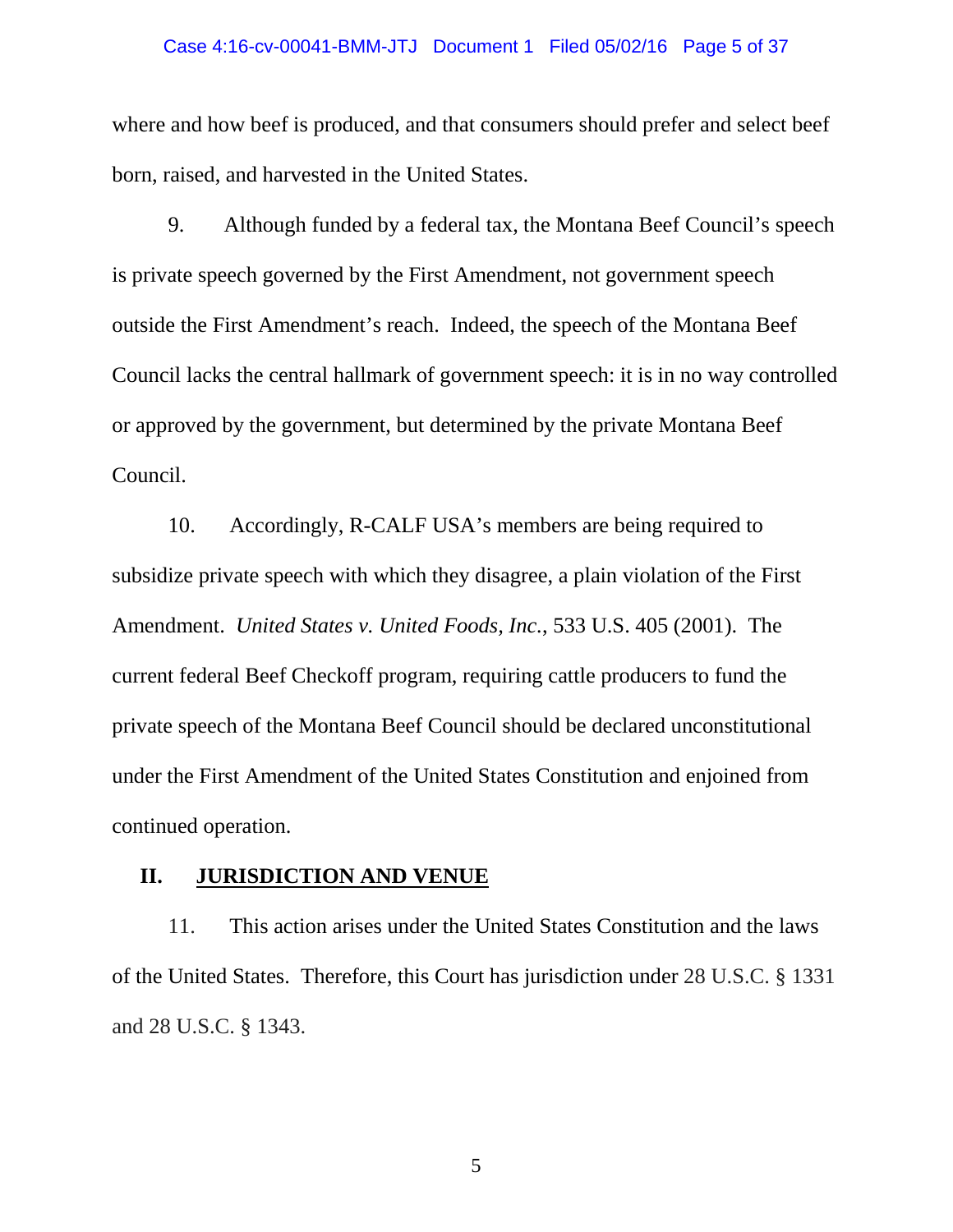where and how beef is produced, and that consumers should prefer and select beef born, raised, and harvested in the United States.

9. Although funded by a federal tax, the Montana Beef Council's speech is private speech governed by the First Amendment, not government speech outside the First Amendment's reach. Indeed, the speech of the Montana Beef Council lacks the central hallmark of government speech: it is in no way controlled or approved by the government, but determined by the private Montana Beef Council.

10. Accordingly, R-CALF USA's members are being required to subsidize private speech with which they disagree, a plain violation of the First Amendment. *United States v. United Foods, Inc.*, 533 U.S. 405 (2001). The current federal Beef Checkoff program, requiring cattle producers to fund the private speech of the Montana Beef Council should be declared unconstitutional under the First Amendment of the United States Constitution and enjoined from continued operation.

## II. <u>JURISDICTION AND VENUE</u>

11. This action arises under the United States Constitution and the laws of the United States. Therefore, this Court has jurisdiction under 28 U.S.C. § 1331 and 28 U.S.C. § 1343.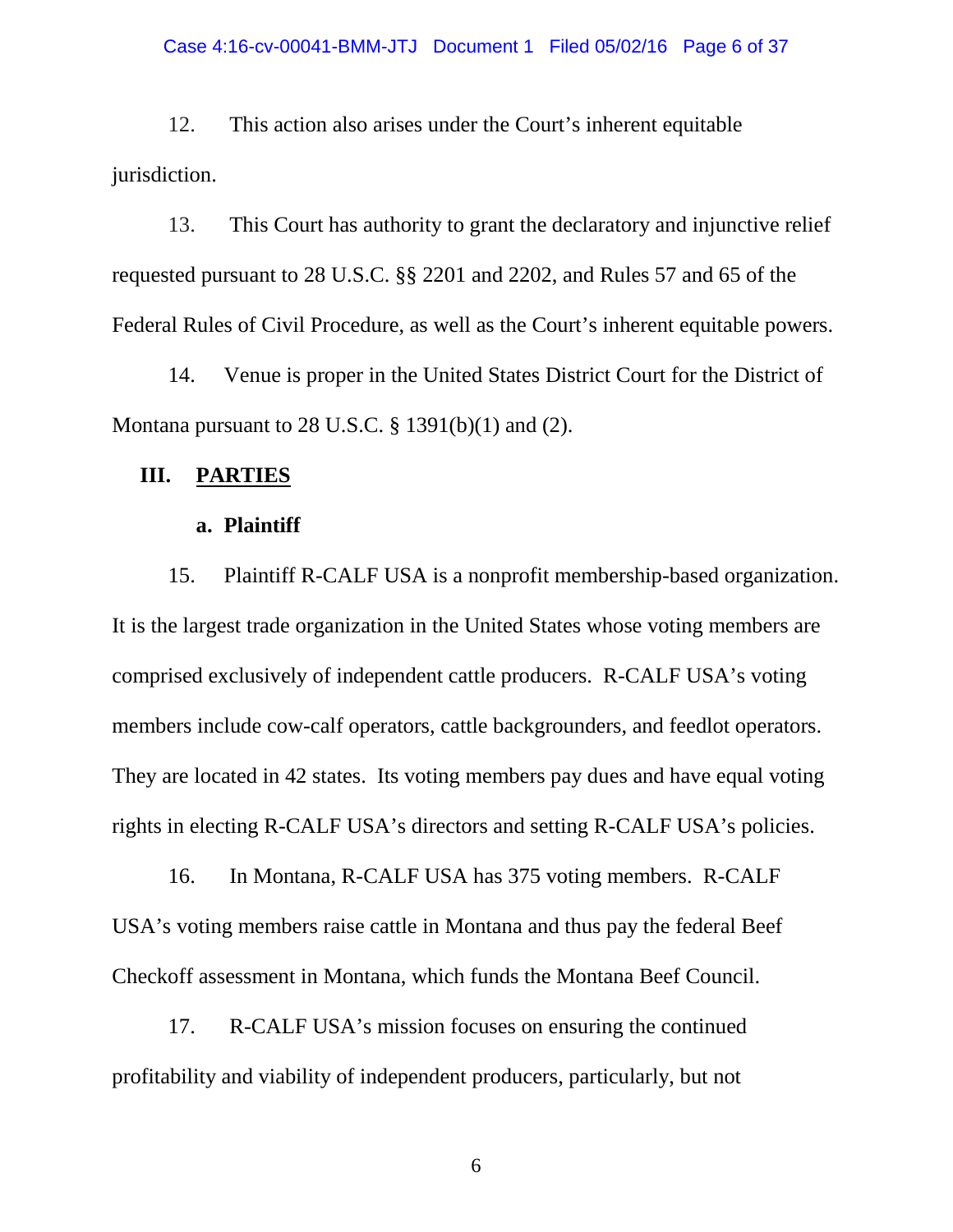12. This action also arises under the Court's inherent equitable jurisdiction.

13. This Court has authority to grant the declaratory and injunctive relief requested pursuant to 28 U.S.C. §§ 2201 and 2202, and Rules 57 and 65 of the Federal Rules of Civil Procedure, as well as the Court's inherent equitable powers.

14. Venue is proper in the United States District Court for the District of Montana pursuant to 28 U.S.C. § 1391(b)(1) and (2).

## III. PARTIES

### a. Plaintiff

15. Plaintiff R-CALF USA is a nonprofit membership-based organization. It is the largest trade organization in the United States whose voting members are comprised exclusively of independent cattle producers. R-CALF USA's voting members include cow-calf operators, cattle backgrounders, and feedlot operators. They are located in 42 states. Its voting members pay dues and have equal voting rights in electing R-CALF USA's directors and setting R-CALF USA's policies.

16. In Montana, R-CALF USA has 375 voting members. R-CALF USA's voting members raise cattle in Montana and thus pay the federal Beef Checkoff assessment in Montana, which funds the Montana Beef Council.

17. R-CALF USA's mission focuses on ensuring the continued profitability and viability of independent producers, particularly, but not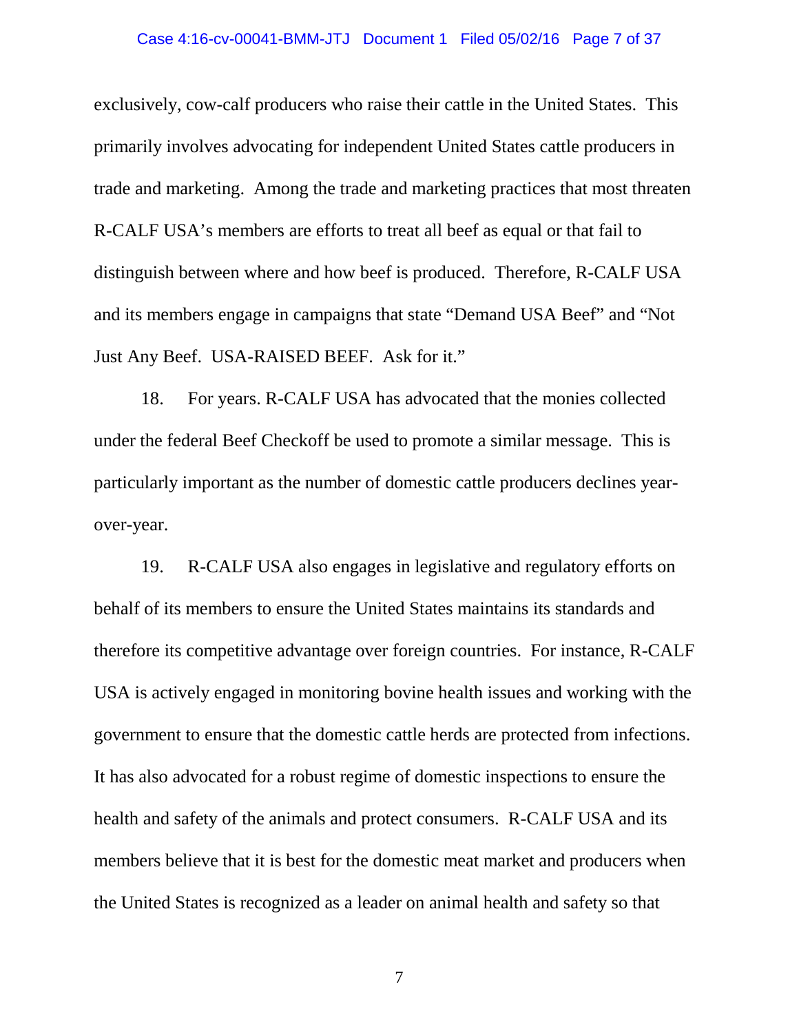exclusively, cow-calf producers who raise their cattle in the United States. This primarily involves advocating for independent United States cattle producers in trade and marketing. Among the trade and marketing practices that most threaten R-CALF USA's members are efforts to treat all beef as equal or that fail to distinguish between where and how beef is produced. Therefore, R-CALF USA and its members engage in campaigns that state "Demand USA Beef" and "Not Just Any Beef. USA-RAISED BEEF. Ask for it."

18. For years. R-CALF USA has advocated that the monies collected under the federal Beef Checkoff be used to promote a similar message. This is particularly important as the number of domestic cattle producers declines year-over-year.

19. R-CALF USA also engages in legislative and regulatory efforts on behalf of its members to ensure the United States maintains its standards and therefore its competitive advantage over foreign countries. For instance, R-CALF USA is actively engaged in monitoring bovine health issues and working with the government to ensure that the domestic cattle herds are protected from infections. It has also advocated for a robust regime of domestic inspections to ensure the health and safety of the animals and protect consumers. R-CALF USA and its members believe that it is best for the domestic meat market and producers when the United States is recognized as a leader on animal health and safety so that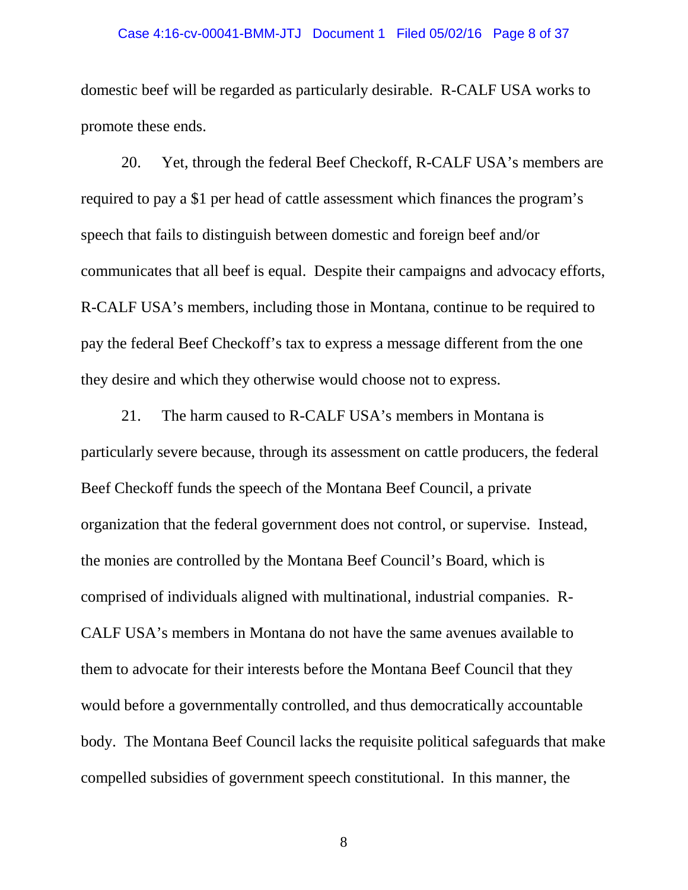domestic beef will be regarded as particularly desirable. R-CALF USA works to promote these ends.

20. Yet, through the federal Beef Checkoff, R-CALF USA's members are required to pay a $1 per head of cattle assessment which finances the program's speech that fails to distinguish between domestic and foreign beef and/or communicates that all beef is equal. Despite their campaigns and advocacy efforts, R-CALF USA's members, including those in Montana, continue to be required to pay the federal Beef Checkoff's tax to express a message different from the one they desire and which they otherwise would choose not to express.

21. The harm caused to R-CALF USA's members in Montana is particularly severe because, through its assessment on cattle producers, the federal Beef Checkoff funds the speech of the Montana Beef Council, a private organization that the federal government does not control, or supervise. Instead, the monies are controlled by the Montana Beef Council's Board, which is comprised of individuals aligned with multinational, industrial companies. R-CALF USA's members in Montana do not have the same avenues available to them to advocate for their interests before the Montana Beef Council that they would before a governmentally controlled, and thus democratically accountable body. The Montana Beef Council lacks the requisite political safeguards that make compelled subsidies of government speech constitutional. In this manner, the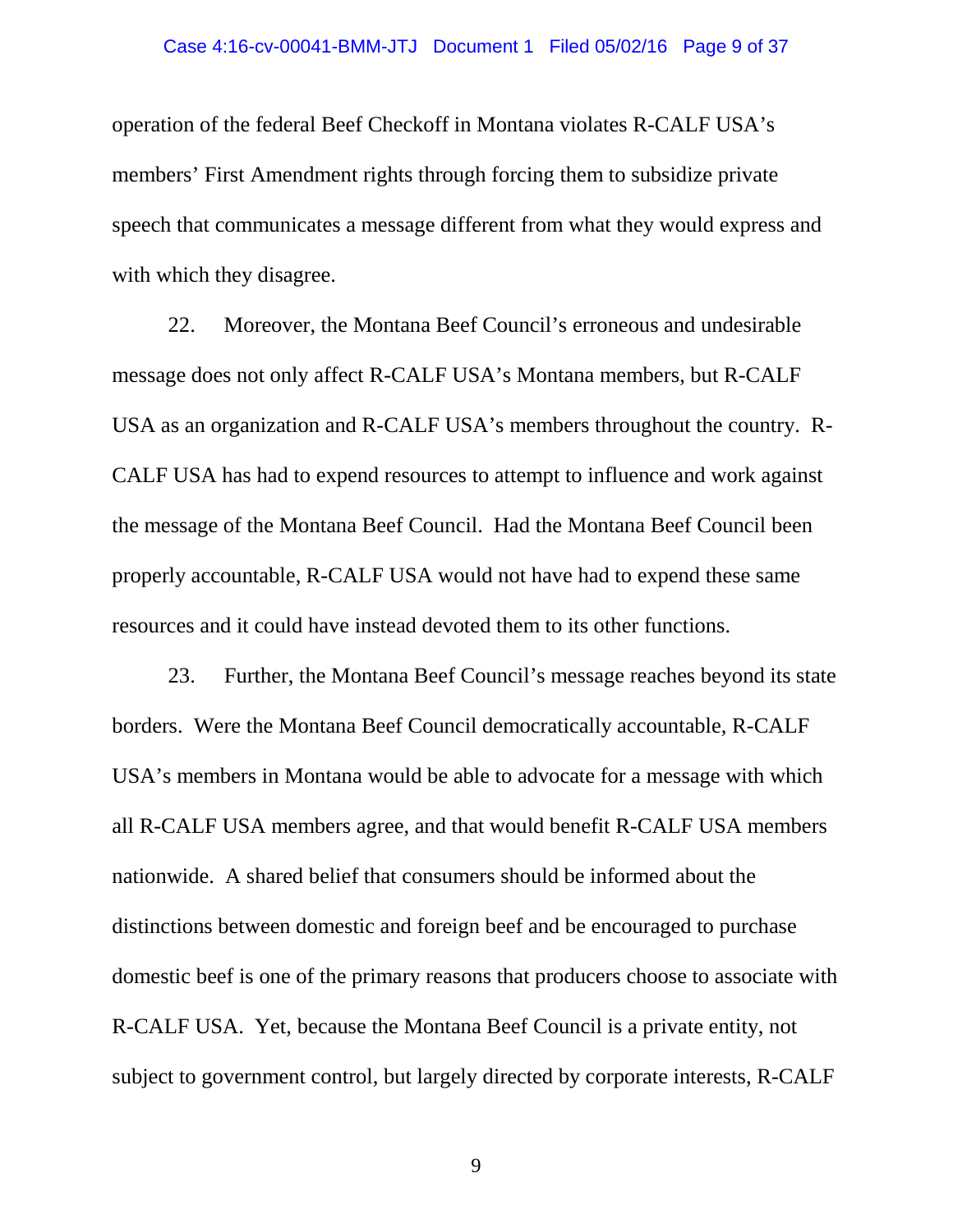operation of the federal Beef Checkoff in Montana violates R-CALF USA's members' First Amendment rights through forcing them to subsidize private speech that communicates a message different from what they would express and with which they disagree.

22. Moreover, the Montana Beef Council's erroneous and undesirable message does not only affect R-CALF USA's Montana members, but R-CALF USA as an organization and R-CALF USA's members throughout the country. R-CALF USA has had to expend resources to attempt to influence and work against the message of the Montana Beef Council. Had the Montana Beef Council been properly accountable, R-CALF USA would not have had to expend these same resources and it could have instead devoted them to its other functions.

23. Further, the Montana Beef Council's message reaches beyond its state borders. Were the Montana Beef Council democratically accountable, R-CALF USA's members in Montana would be able to advocate for a message with which all R-CALF USA members agree, and that would benefit R-CALF USA members nationwide. A shared belief that consumers should be informed about the distinctions between domestic and foreign beef and be encouraged to purchase domestic beef is one of the primary reasons that producers choose to associate with R-CALF USA. Yet, because the Montana Beef Council is a private entity, not subject to government control, but largely directed by corporate interests, R-CALF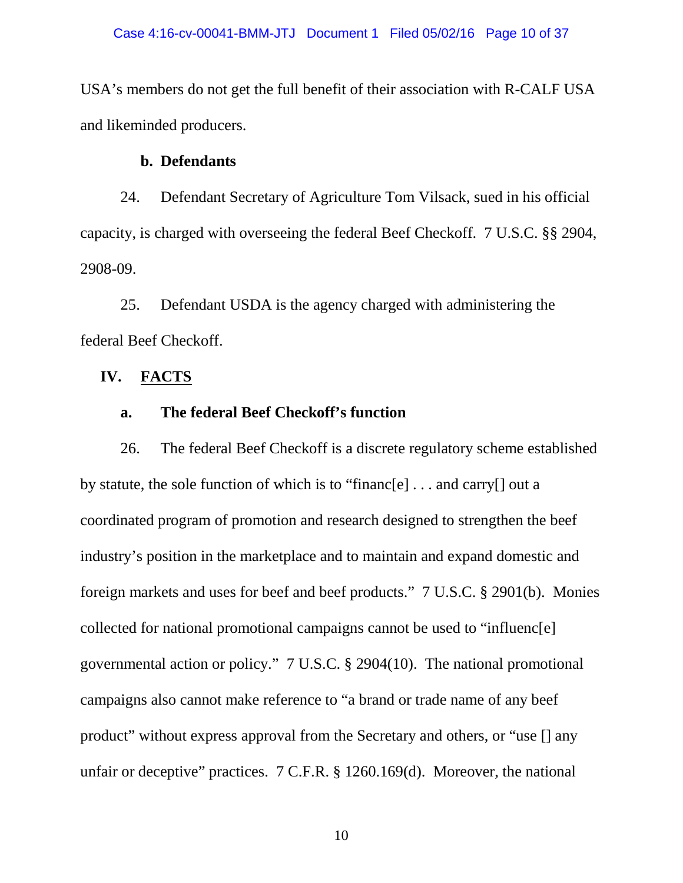USA's members do not get the full benefit of their association with R-CALF USA and likeminded producers.

### b. Defendants

24. Defendant Secretary of Agriculture Tom Vilsack, sued in his official capacity, is charged with overseeing the federal Beef Checkoff. 7 U.S.C. §§ 2904, 2908-09.

25. Defendant USDA is the agency charged with administering the federal Beef Checkoff.

## IV. FACTS

### a. The federal Beef Checkoff's function

26. The federal Beef Checkoff is a discrete regulatory scheme established by statute, the sole function of which is to "financ[e] . . . and carry[] out a coordinated program of promotion and research designed to strengthen the beef industry's position in the marketplace and to maintain and expand domestic and foreign markets and uses for beef and beef products." 7 U.S.C. § 2901(b). Monies collected for national promotional campaigns cannot be used to "influenc[e] governmental action or policy." 7 U.S.C. § 2904(10). The national promotional campaigns also cannot make reference to "a brand or trade name of any beef product" without express approval from the Secretary and others, or "use [] any unfair or deceptive" practices. 7 C.F.R. § 1260.169(d). Moreover, the national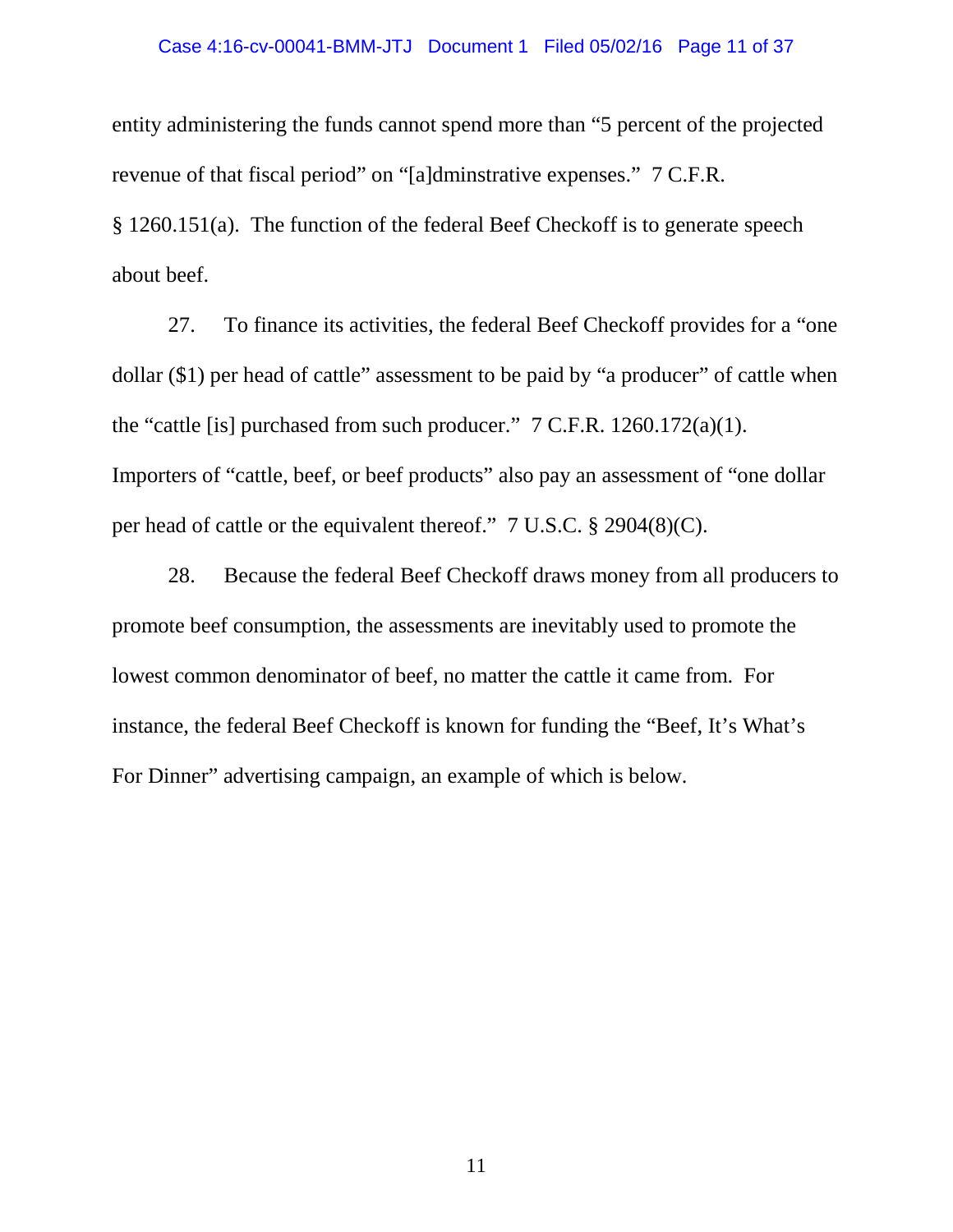entity administering the funds cannot spend more than "5 percent of the projected revenue of that fiscal period" on "[a]dminstrative expenses." 7 C.F.R. § 1260.151(a). The function of the federal Beef Checkoff is to generate speech about beef.

27. To finance its activities, the federal Beef Checkoff provides for a "one dollar ($1) per head of cattle" assessment to be paid by "a producer" of cattle when the "cattle [is] purchased from such producer." 7 C.F.R. 1260.172(a)(1). Importers of "cattle, beef, or beef products" also pay an assessment of "one dollar per head of cattle or the equivalent thereof." 7 U.S.C. § 2904(8)(C).

28. Because the federal Beef Checkoff draws money from all producers to promote beef consumption, the assessments are inevitably used to promote the lowest common denominator of beef, no matter the cattle it came from. For instance, the federal Beef Checkoff is known for funding the "Beef, It's What's For Dinner" advertising campaign, an example of which is below.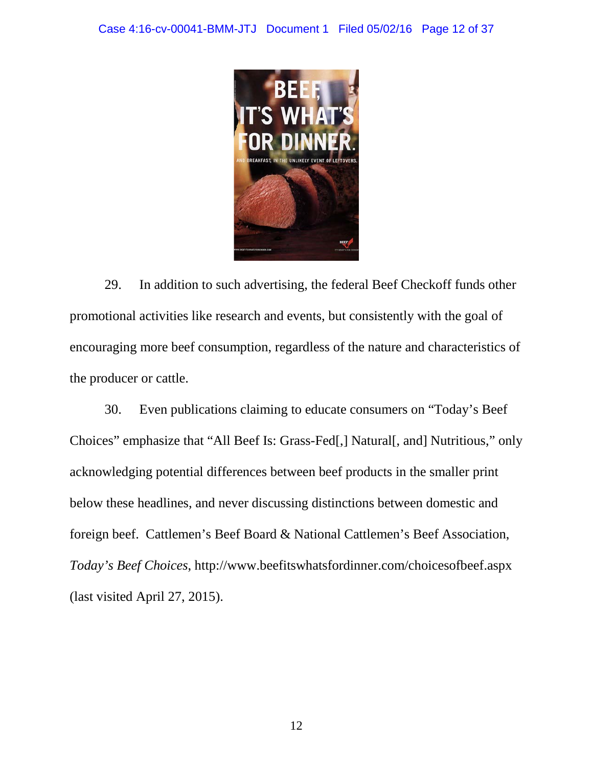29. In addition to such advertising, the federal Beef Checkoff funds other promotional activities like research and events, but consistently with the goal of encouraging more beef consumption, regardless of the nature and characteristics of the producer or cattle.

30. Even publications claiming to educate consumers on "Today's Beef Choices" emphasize that "All Beef Is: Grass-Fed[,] Natural[, and] Nutritious," only acknowledging potential differences between beef products in the smaller print below these headlines, and never discussing distinctions between domestic and foreign beef. Cattlemen's Beef Board & National Cattlemen's Beef Association, *Today's Beef Choices*, http://www.beefitswhatsfordinner.com/choicesofbeef.aspx (last visited April 27, 2015).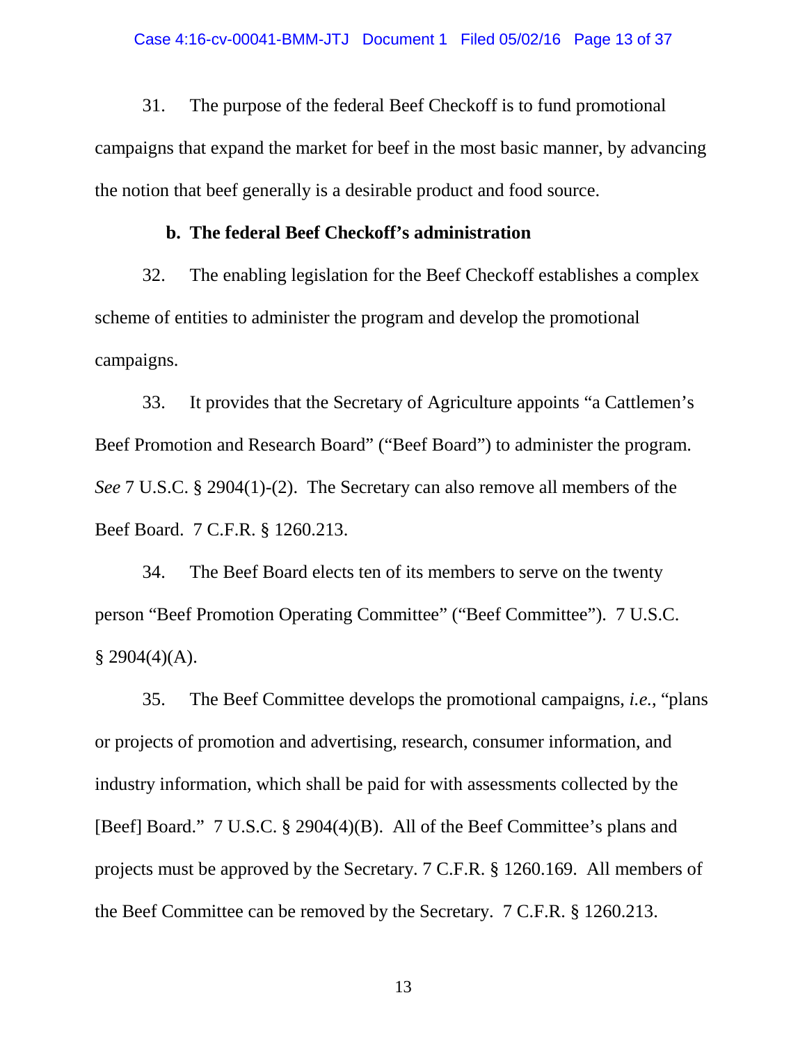31. The purpose of the federal Beef Checkoff is to fund promotional campaigns that expand the market for beef in the most basic manner, by advancing the notion that beef generally is a desirable product and food source.

### b. The federal Beef Checkoff's administration

32. The enabling legislation for the Beef Checkoff establishes a complex scheme of entities to administer the program and develop the promotional campaigns.

33. It provides that the Secretary of Agriculture appoints "a Cattlemen's Beef Promotion and Research Board" ("Beef Board") to administer the program. *See* 7 U.S.C. § 2904(1)-(2). The Secretary can also remove all members of the Beef Board. 7 C.F.R. § 1260.213.

34. The Beef Board elects ten of its members to serve on the twenty person "Beef Promotion Operating Committee" ("Beef Committee"). 7 U.S.C. § 2904(4)(A).

35. The Beef Committee develops the promotional campaigns, *i.e.*, "plans or projects of promotion and advertising, research, consumer information, and industry information, which shall be paid for with assessments collected by the [Beef] Board." 7 U.S.C. § 2904(4)(B). All of the Beef Committee's plans and projects must be approved by the Secretary. 7 C.F.R. § 1260.169. All members of the Beef Committee can be removed by the Secretary. 7 C.F.R. § 1260.213.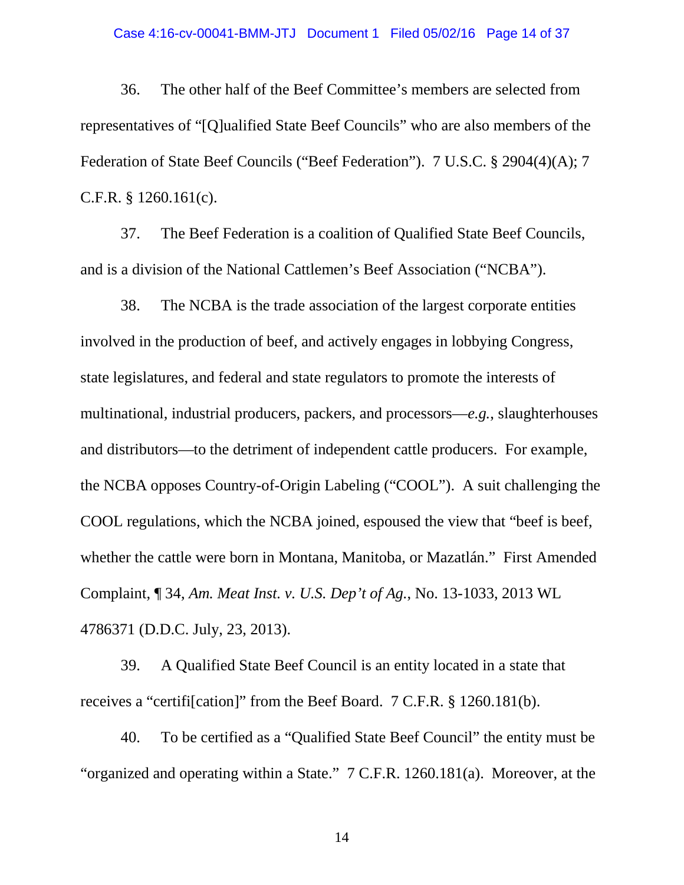36. The other half of the Beef Committee's members are selected from representatives of "[Q]ualified State Beef Councils" who are also members of the Federation of State Beef Councils ("Beef Federation"). 7 U.S.C. § 2904(4)(A); 7 C.F.R. § 1260.161(c).

37. The Beef Federation is a coalition of Qualified State Beef Councils, and is a division of the National Cattlemen's Beef Association ("NCBA").

38. The NCBA is the trade association of the largest corporate entities involved in the production of beef, and actively engages in lobbying Congress, state legislatures, and federal and state regulators to promote the interests of multinational, industrial producers, packers, and processors—*e.g.*, slaughterhouses and distributors—to the detriment of independent cattle producers. For example, the NCBA opposes Country-of-Origin Labeling ("COOL"). A suit challenging the COOL regulations, which the NCBA joined, espoused the view that "beef is beef, whether the cattle were born in Montana, Manitoba, or Mazatlán." First Amended Complaint, ¶ 34, *Am. Meat Inst. v. U.S. Dep't of Ag.*, No. 13-1033, 2013 WL 4786371 (D.D.C. July, 23, 2013).

39. A Qualified State Beef Council is an entity located in a state that receives a "certifi[cation]" from the Beef Board. 7 C.F.R. § 1260.181(b).

40. To be certified as a "Qualified State Beef Council" the entity must be "organized and operating within a State." 7 C.F.R. 1260.181(a). Moreover, at the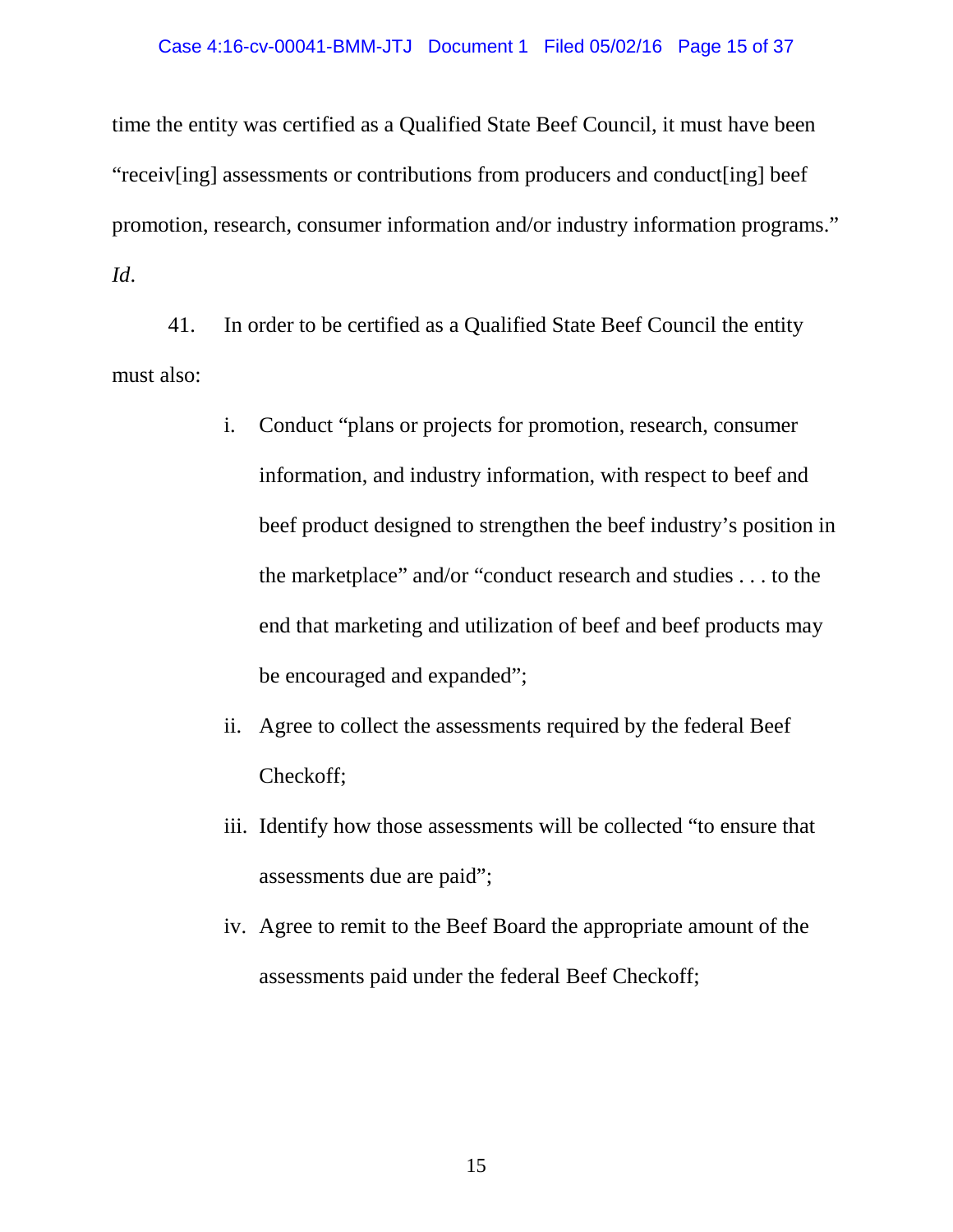time the entity was certified as a Qualified State Beef Council, it must have been "receiv[ing] assessments or contributions from producers and conduct[ing] beef promotion, research, consumer information and/or industry information programs." *Id*.

41. In order to be certified as a Qualified State Beef Council the entity must also:

i. Conduct "plans or projects for promotion, research, consumer information, and industry information, with respect to beef and beef product designed to strengthen the beef industry's position in the marketplace" and/or "conduct research and studies . . . to the end that marketing and utilization of beef and beef products may be encouraged and expanded";

ii. Agree to collect the assessments required by the federal Beef Checkoff;

iii. Identify how those assessments will be collected "to ensure that assessments due are paid";

iv. Agree to remit to the Beef Board the appropriate amount of the assessments paid under the federal Beef Checkoff;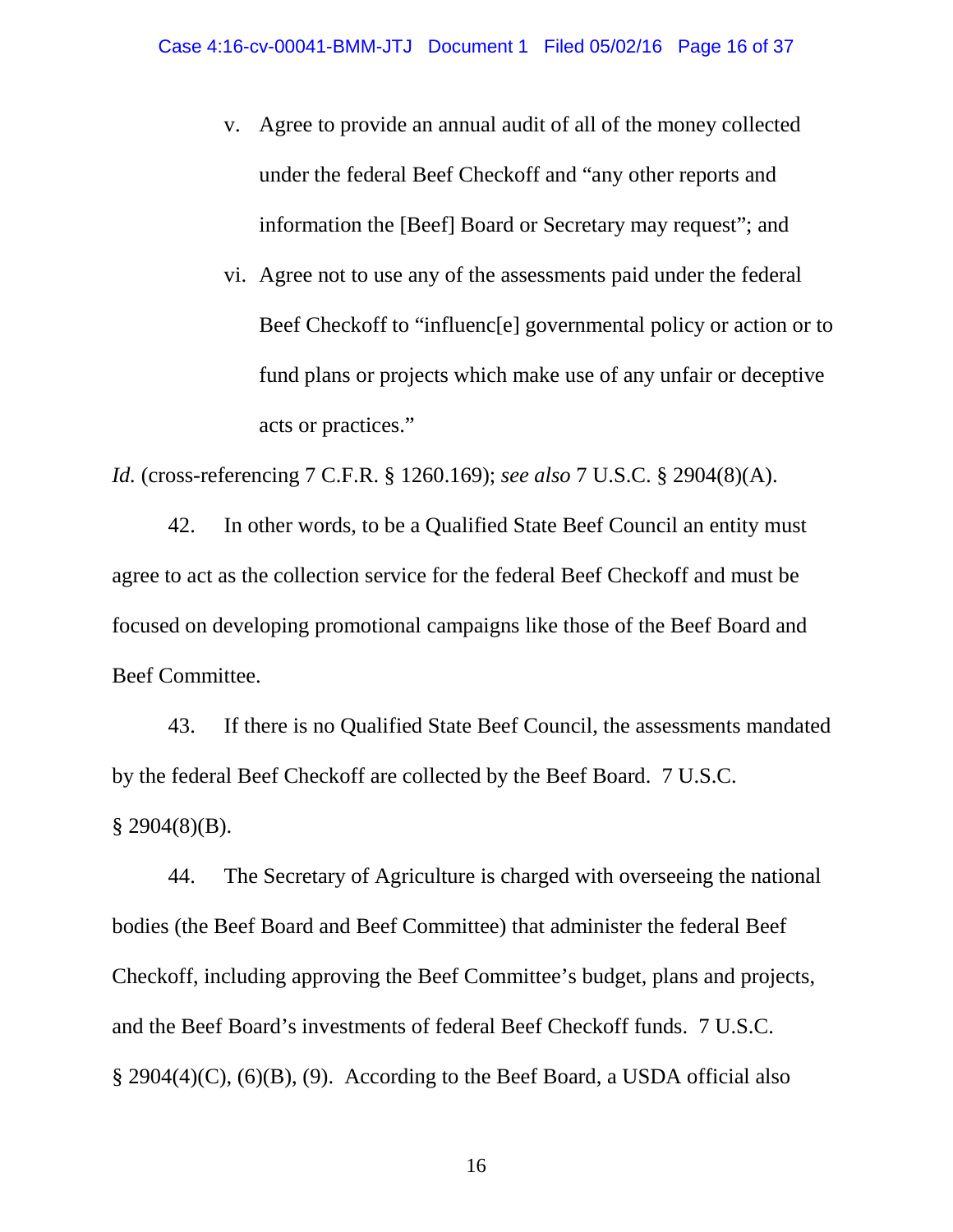v. Agree to provide an annual audit of all of the money collected under the federal Beef Checkoff and "any other reports and information the [Beef] Board or Secretary may request"; and

vi. Agree not to use any of the assessments paid under the federal Beef Checkoff to "influenc[e] governmental policy or action or to fund plans or projects which make use of any unfair or deceptive acts or practices."

*Id.* (cross-referencing 7 C.F.R. § 1260.169); *see also* 7 U.S.C. § 2904(8)(A).

42. In other words, to be a Qualified State Beef Council an entity must agree to act as the collection service for the federal Beef Checkoff and must be focused on developing promotional campaigns like those of the Beef Board and Beef Committee.

43. If there is no Qualified State Beef Council, the assessments mandated by the federal Beef Checkoff are collected by the Beef Board. 7 U.S.C. § 2904(8)(B).

44. The Secretary of Agriculture is charged with overseeing the national bodies (the Beef Board and Beef Committee) that administer the federal Beef Checkoff, including approving the Beef Committee's budget, plans and projects, and the Beef Board's investments of federal Beef Checkoff funds. 7 U.S.C. § 2904(4)(C), (6)(B), (9). According to the Beef Board, a USDA official also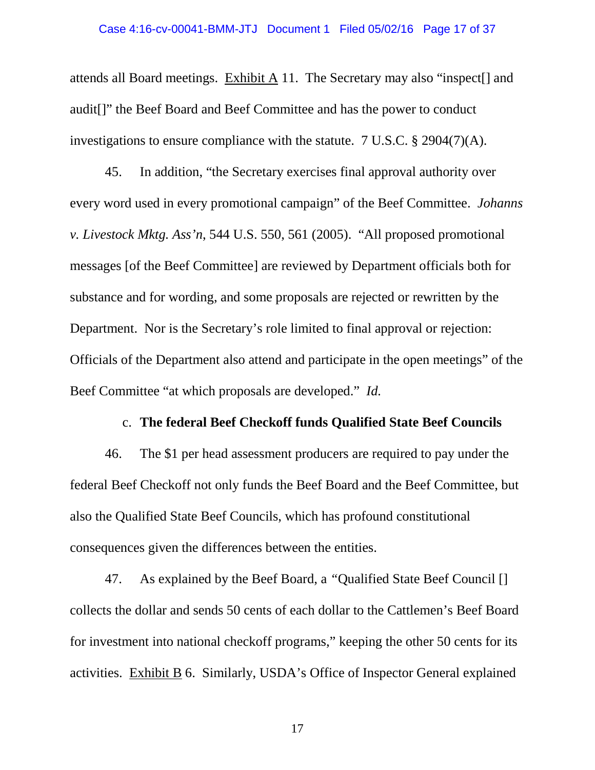attends all Board meetings. Exhibit A 11. The Secretary may also "inspect[] and audit[]" the Beef Board and Beef Committee and has the power to conduct investigations to ensure compliance with the statute. 7 U.S.C. § 2904(7)(A).

45. In addition, "the Secretary exercises final approval authority over every word used in every promotional campaign" of the Beef Committee. *Johanns v. Livestock Mktg. Ass'n*, 544 U.S. 550, 561 (2005). "All proposed promotional messages [of the Beef Committee] are reviewed by Department officials both for substance and for wording, and some proposals are rejected or rewritten by the Department. Nor is the Secretary's role limited to final approval or rejection: Officials of the Department also attend and participate in the open meetings" of the Beef Committee "at which proposals are developed." *Id.*

c. **The federal Beef Checkoff funds Qualified State Beef Councils**

46. The $1 per head assessment producers are required to pay under the federal Beef Checkoff not only funds the Beef Board and the Beef Committee, but also the Qualified State Beef Councils, which has profound constitutional consequences given the differences between the entities.

47. As explained by the Beef Board, a "Qualified State Beef Council [] collects the dollar and sends 50 cents of each dollar to the Cattlemen's Beef Board for investment into national checkoff programs," keeping the other 50 cents for its activities. Exhibit B 6. Similarly, USDA's Office of Inspector General explained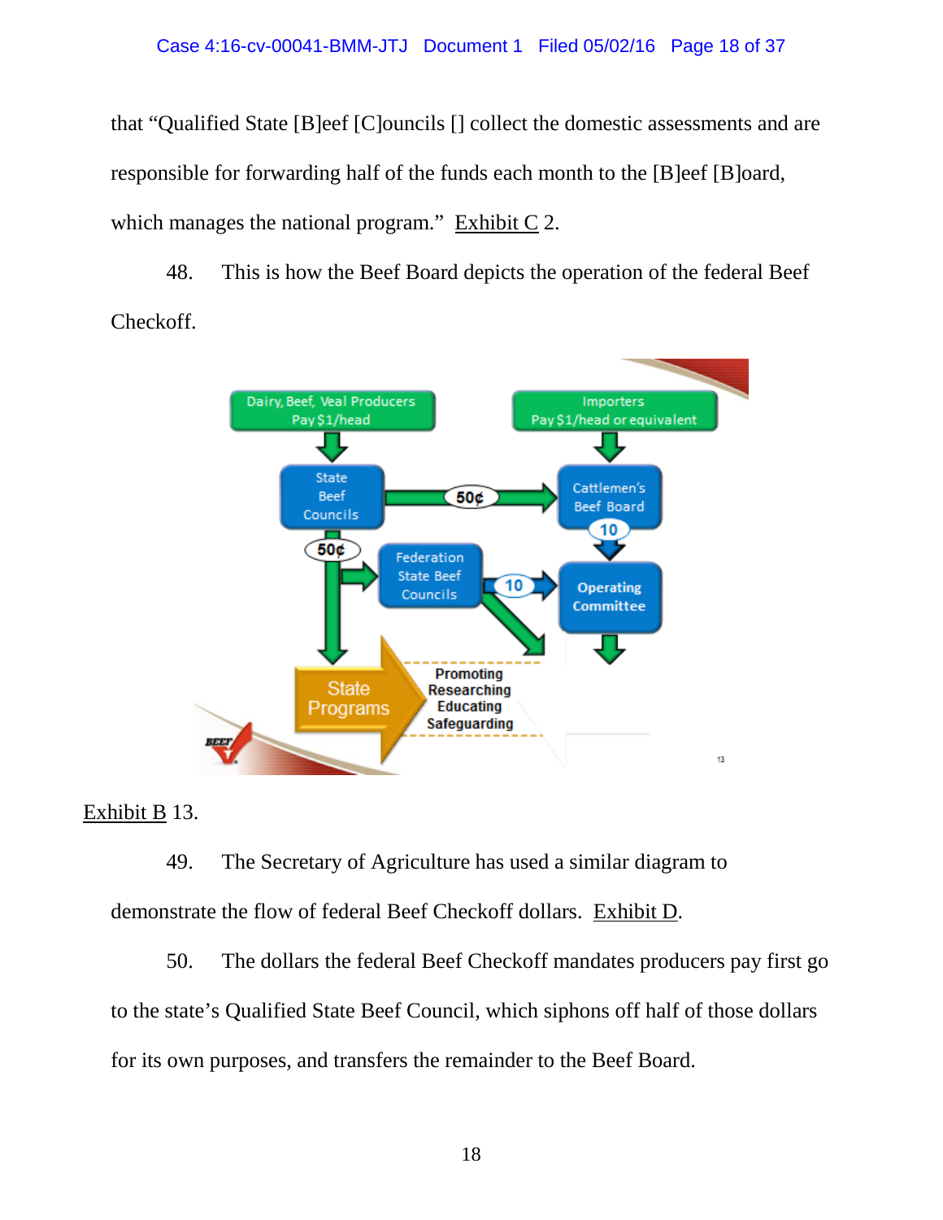that "Qualified State [B]eef [C]ouncils [] collect the domestic assessments and are responsible for forwarding half of the funds each month to the [B]eef [B]oard, which manages the national program." Exhibit C 2.

48. This is how the Beef Board depicts the operation of the federal Beef Checkoff.

Dairy, Beef, Veal Producers Pay $1/head

Importers Pay $1/head or equivalent

State Beef Councils

50¢

Cattlemen's Beef Board

10

50¢

Federation State Beef Councils

10

Operating Committee

State Programs

Promoting Researching Educating Safeguarding

Exhibit B 13.

49. The Secretary of Agriculture has used a similar diagram to demonstrate the flow of federal Beef Checkoff dollars. Exhibit D.

50. The dollars the federal Beef Checkoff mandates producers pay first go to the state's Qualified State Beef Council, which siphons off half of those dollars for its own purposes, and transfers the remainder to the Beef Board.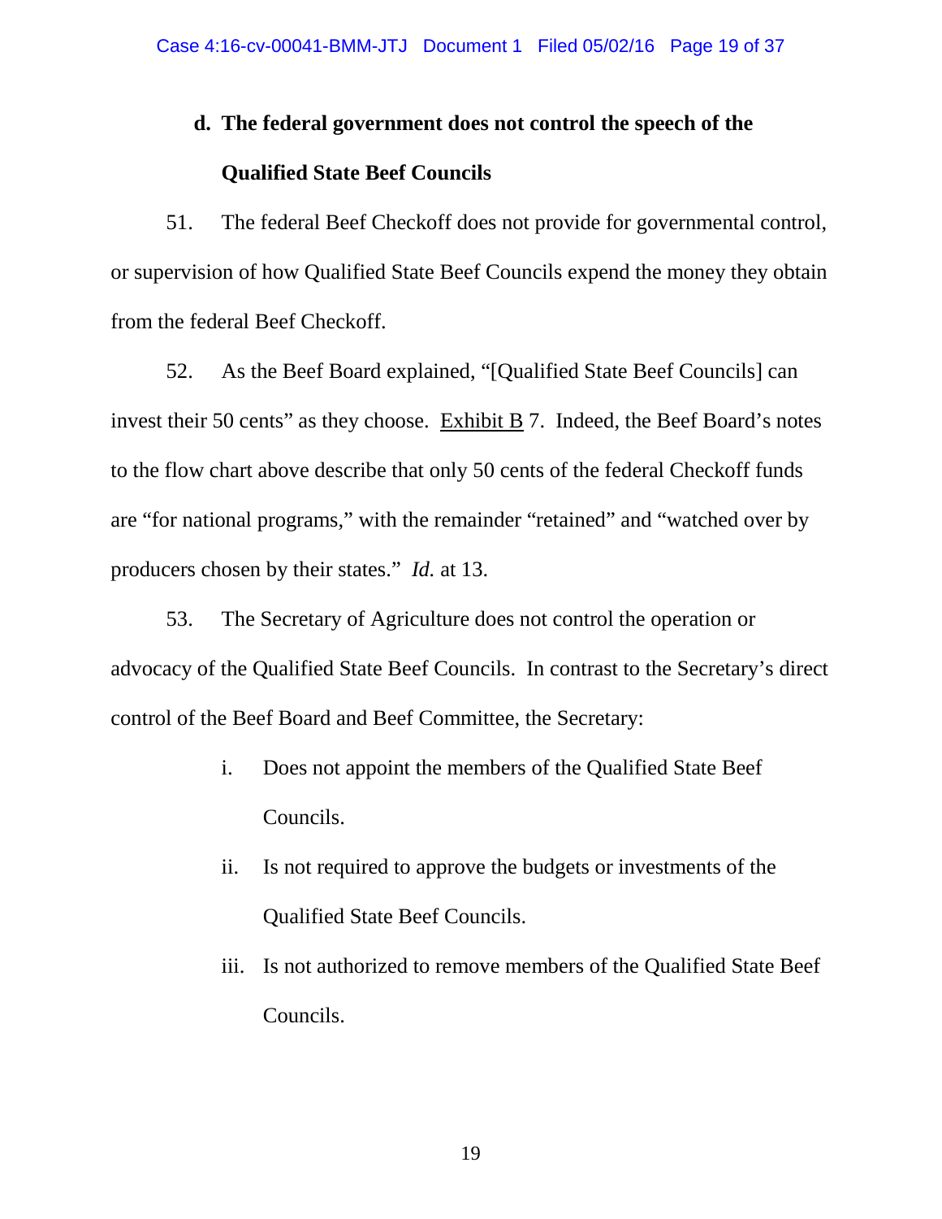**d. The federal government does not control the speech of the Qualified State Beef Councils**

51. The federal Beef Checkoff does not provide for governmental control, or supervision of how Qualified State Beef Councils expend the money they obtain from the federal Beef Checkoff.

52. As the Beef Board explained, "[Qualified State Beef Councils] can invest their 50 cents" as they choose. Exhibit B 7. Indeed, the Beef Board's notes to the flow chart above describe that only 50 cents of the federal Checkoff funds are "for national programs," with the remainder "retained" and "watched over by producers chosen by their states." *Id.* at 13.

53. The Secretary of Agriculture does not control the operation or advocacy of the Qualified State Beef Councils. In contrast to the Secretary's direct control of the Beef Board and Beef Committee, the Secretary:

i. Does not appoint the members of the Qualified State Beef Councils.

ii. Is not required to approve the budgets or investments of the Qualified State Beef Councils.

iii. Is not authorized to remove members of the Qualified State Beef Councils.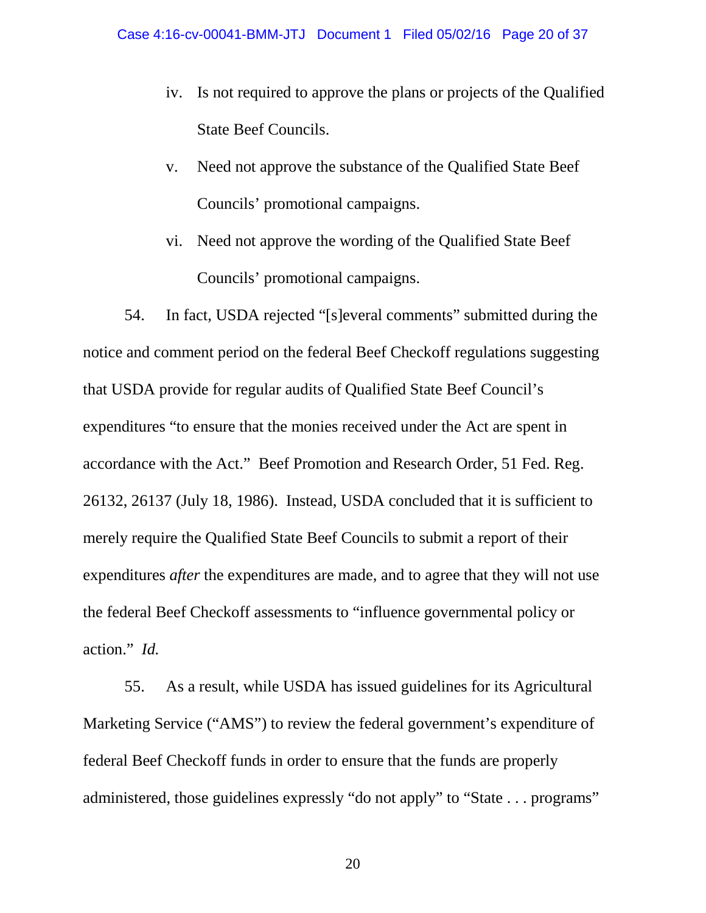iv. Is not required to approve the plans or projects of the Qualified State Beef Councils.

v. Need not approve the substance of the Qualified State Beef Councils' promotional campaigns.

vi. Need not approve the wording of the Qualified State Beef Councils' promotional campaigns.

54. In fact, USDA rejected "[s]everal comments" submitted during the notice and comment period on the federal Beef Checkoff regulations suggesting that USDA provide for regular audits of Qualified State Beef Council's expenditures "to ensure that the monies received under the Act are spent in accordance with the Act." Beef Promotion and Research Order, 51 Fed. Reg. 26132, 26137 (July 18, 1986). Instead, USDA concluded that it is sufficient to merely require the Qualified State Beef Councils to submit a report of their expenditures *after* the expenditures are made, and to agree that they will not use the federal Beef Checkoff assessments to "influence governmental policy or action." *Id.*

55. As a result, while USDA has issued guidelines for its Agricultural Marketing Service ("AMS") to review the federal government's expenditure of federal Beef Checkoff funds in order to ensure that the funds are properly administered, those guidelines expressly "do not apply" to "State . . . programs"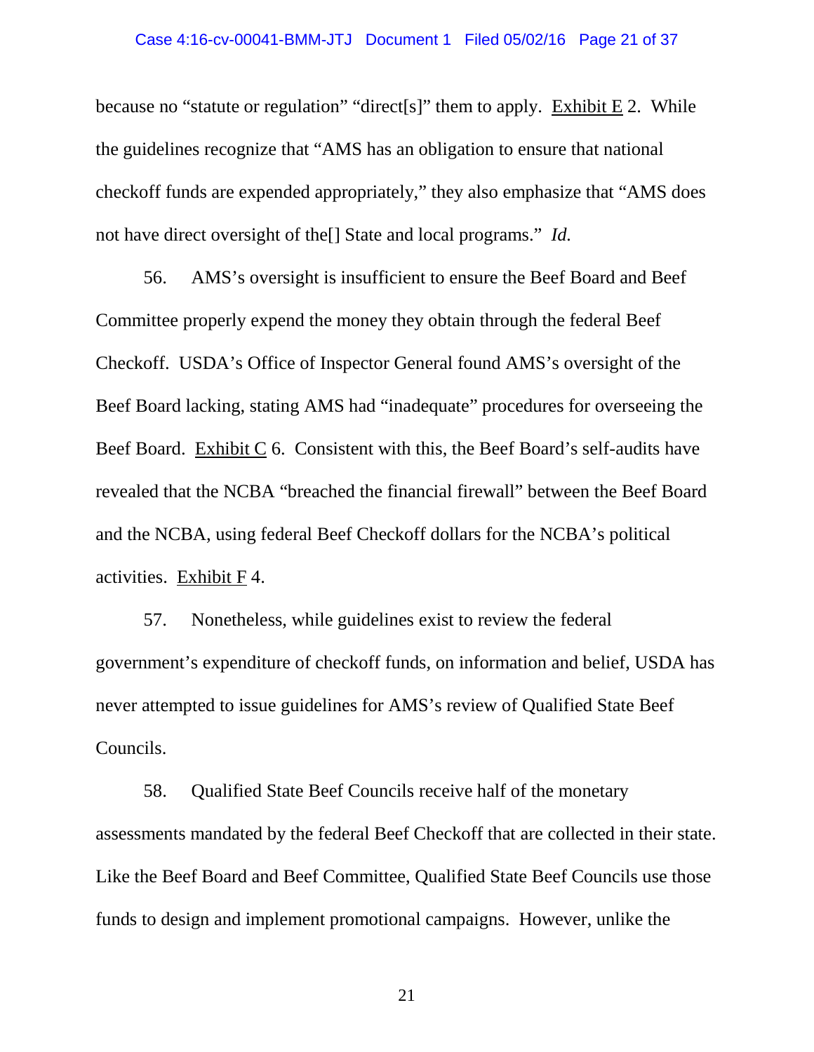because no "statute or regulation" "direct[s]" them to apply. Exhibit E 2. While the guidelines recognize that "AMS has an obligation to ensure that national checkoff funds are expended appropriately," they also emphasize that "AMS does not have direct oversight of the[] State and local programs." *Id.*

56. AMS's oversight is insufficient to ensure the Beef Board and Beef Committee properly expend the money they obtain through the federal Beef Checkoff. USDA's Office of Inspector General found AMS's oversight of the Beef Board lacking, stating AMS had "inadequate" procedures for overseeing the Beef Board. Exhibit C 6. Consistent with this, the Beef Board's self-audits have revealed that the NCBA "breached the financial firewall" between the Beef Board and the NCBA, using federal Beef Checkoff dollars for the NCBA's political activities. Exhibit F 4.

57. Nonetheless, while guidelines exist to review the federal government's expenditure of checkoff funds, on information and belief, USDA has never attempted to issue guidelines for AMS's review of Qualified State Beef Councils.

58. Qualified State Beef Councils receive half of the monetary assessments mandated by the federal Beef Checkoff that are collected in their state. Like the Beef Board and Beef Committee, Qualified State Beef Councils use those funds to design and implement promotional campaigns. However, unlike the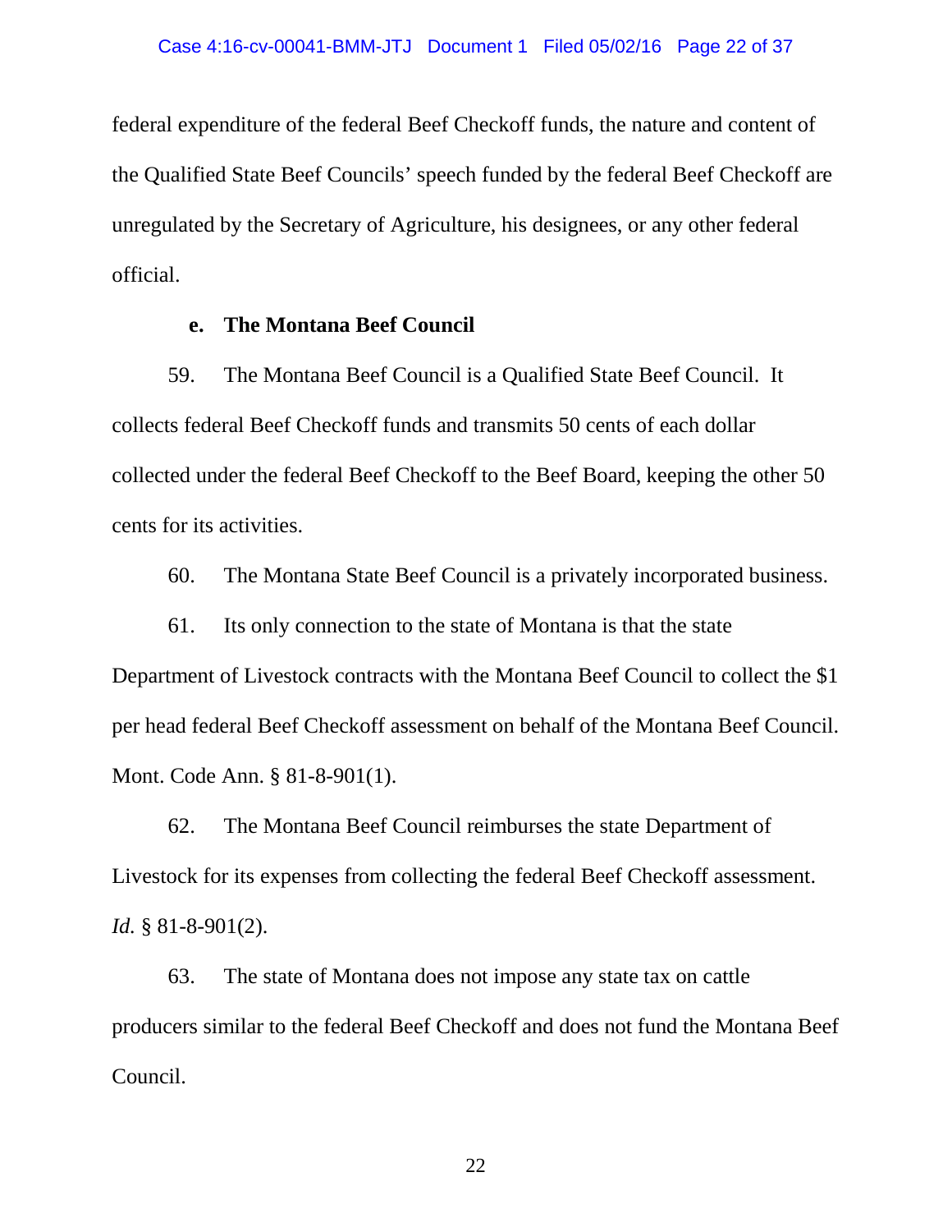federal expenditure of the federal Beef Checkoff funds, the nature and content of the Qualified State Beef Councils' speech funded by the federal Beef Checkoff are unregulated by the Secretary of Agriculture, his designees, or any other federal official.

**e. The Montana Beef Council**

59. The Montana Beef Council is a Qualified State Beef Council. It collects federal Beef Checkoff funds and transmits 50 cents of each dollar collected under the federal Beef Checkoff to the Beef Board, keeping the other 50 cents for its activities.

60. The Montana State Beef Council is a privately incorporated business.

61. Its only connection to the state of Montana is that the state Department of Livestock contracts with the Montana Beef Council to collect the $1 per head federal Beef Checkoff assessment on behalf of the Montana Beef Council. Mont. Code Ann. § 81-8-901(1).

62. The Montana Beef Council reimburses the state Department of Livestock for its expenses from collecting the federal Beef Checkoff assessment. *Id.* § 81-8-901(2).

63. The state of Montana does not impose any state tax on cattle producers similar to the federal Beef Checkoff and does not fund the Montana Beef Council.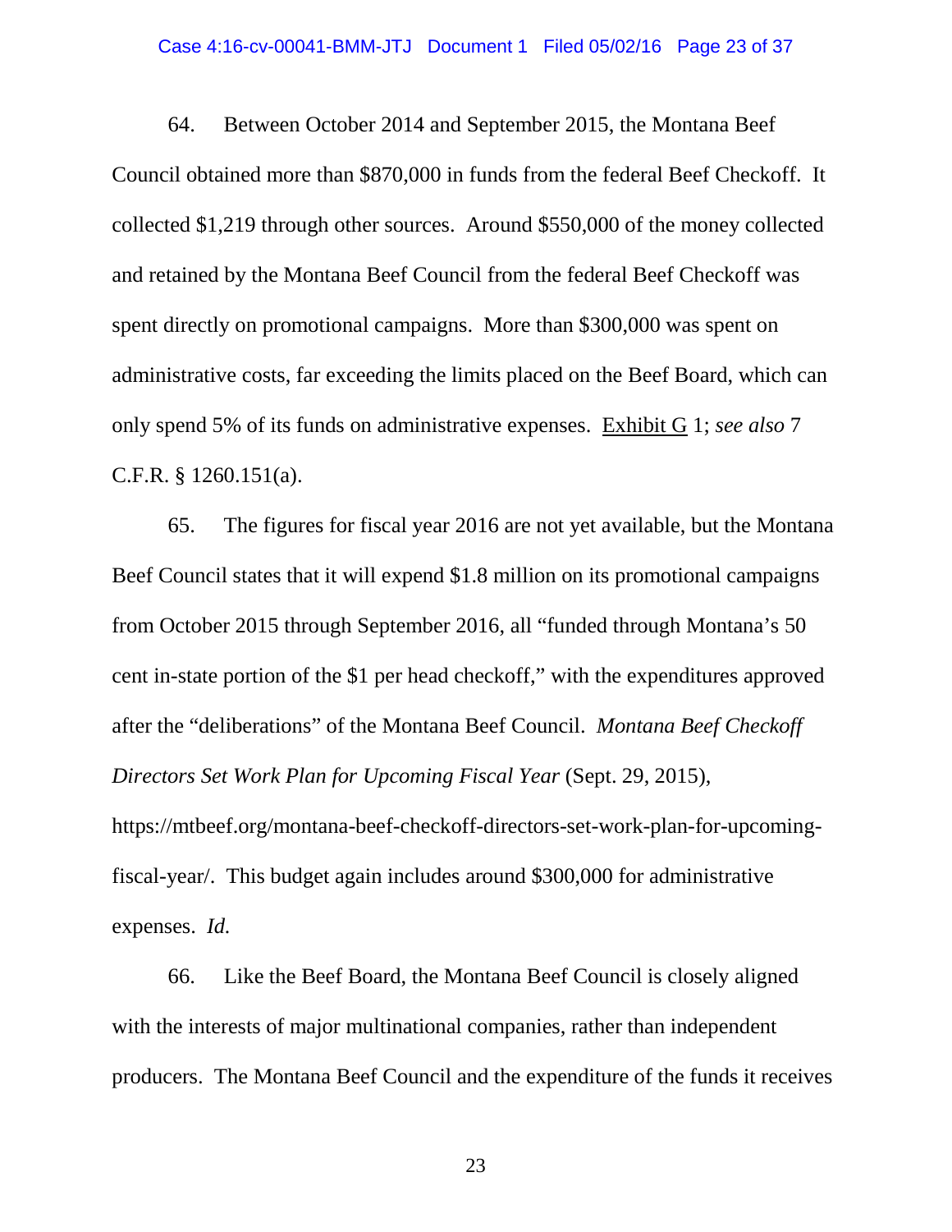64. Between October 2014 and September 2015, the Montana Beef Council obtained more than $870,000 in funds from the federal Beef Checkoff. It collected $1,219 through other sources. Around $550,000 of the money collected and retained by the Montana Beef Council from the federal Beef Checkoff was spent directly on promotional campaigns. More than $300,000 was spent on administrative costs, far exceeding the limits placed on the Beef Board, which can only spend 5% of its funds on administrative expenses. Exhibit G 1; *see also* 7 C.F.R. § 1260.151(a).

65. The figures for fiscal year 2016 are not yet available, but the Montana Beef Council states that it will expend $1.8 million on its promotional campaigns from October 2015 through September 2016, all "funded through Montana's 50 cent in-state portion of the $1 per head checkoff," with the expenditures approved after the "deliberations" of the Montana Beef Council. *Montana Beef Checkoff Directors Set Work Plan for Upcoming Fiscal Year* (Sept. 29, 2015), https://mtbeef.org/montana-beef-checkoff-directors-set-work-plan-for-upcoming-fiscal-year/. This budget again includes around $300,000 for administrative expenses. *Id.*

66. Like the Beef Board, the Montana Beef Council is closely aligned with the interests of major multinational companies, rather than independent producers. The Montana Beef Council and the expenditure of the funds it receives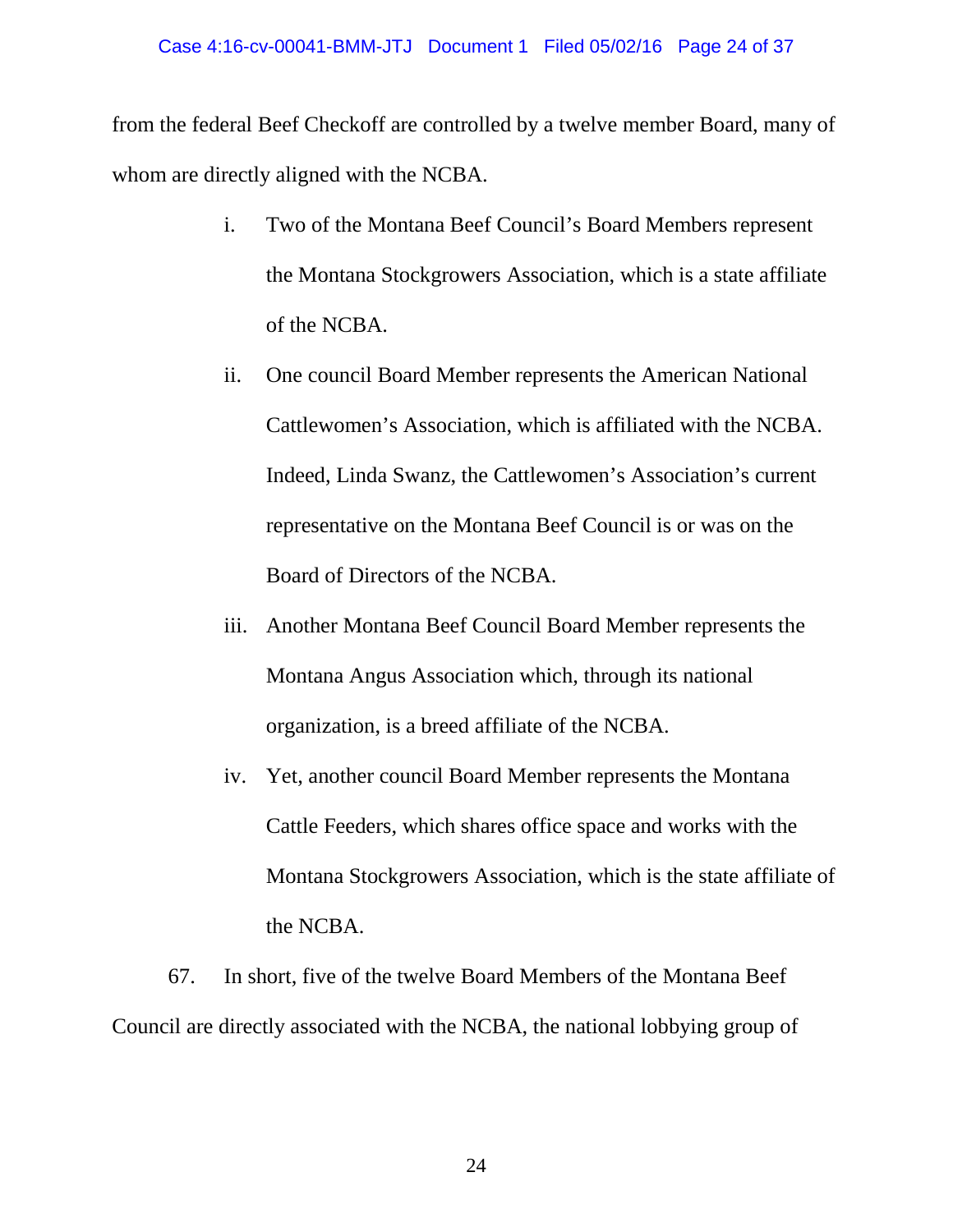from the federal Beef Checkoff are controlled by a twelve member Board, many of whom are directly aligned with the NCBA.

i. Two of the Montana Beef Council's Board Members represent the Montana Stockgrowers Association, which is a state affiliate of the NCBA.

ii. One council Board Member represents the American National Cattlewomen's Association, which is affiliated with the NCBA. Indeed, Linda Swanz, the Cattlewomen's Association's current representative on the Montana Beef Council is or was on the Board of Directors of the NCBA.

iii. Another Montana Beef Council Board Member represents the Montana Angus Association which, through its national organization, is a breed affiliate of the NCBA.

iv. Yet, another council Board Member represents the Montana Cattle Feeders, which shares office space and works with the Montana Stockgrowers Association, which is the state affiliate of the NCBA.

67. In short, five of the twelve Board Members of the Montana Beef Council are directly associated with the NCBA, the national lobbying group of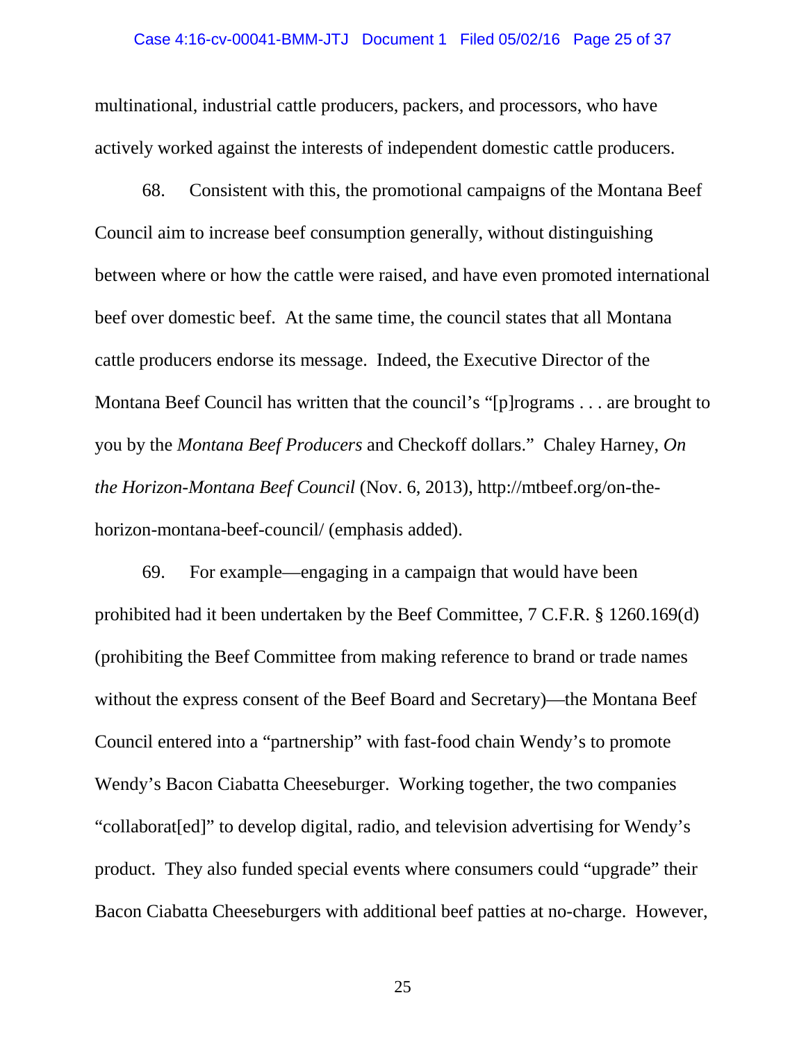multinational, industrial cattle producers, packers, and processors, who have actively worked against the interests of independent domestic cattle producers.

68. Consistent with this, the promotional campaigns of the Montana Beef Council aim to increase beef consumption generally, without distinguishing between where or how the cattle were raised, and have even promoted international beef over domestic beef. At the same time, the council states that all Montana cattle producers endorse its message. Indeed, the Executive Director of the Montana Beef Council has written that the council's "[p]rograms . . . are brought to you by the *Montana Beef Producers* and Checkoff dollars." Chaley Harney, *On the Horizon-Montana Beef Council* (Nov. 6, 2013), http://mtbeef.org/on-the-horizon-montana-beef-council/ (emphasis added).

69. For example—engaging in a campaign that would have been prohibited had it been undertaken by the Beef Committee, 7 C.F.R. § 1260.169(d) (prohibiting the Beef Committee from making reference to brand or trade names without the express consent of the Beef Board and Secretary)—the Montana Beef Council entered into a "partnership" with fast-food chain Wendy's to promote Wendy's Bacon Ciabatta Cheeseburger. Working together, the two companies "collaborat[ed]" to develop digital, radio, and television advertising for Wendy's product. They also funded special events where consumers could "upgrade" their Bacon Ciabatta Cheeseburgers with additional beef patties at no-charge. However,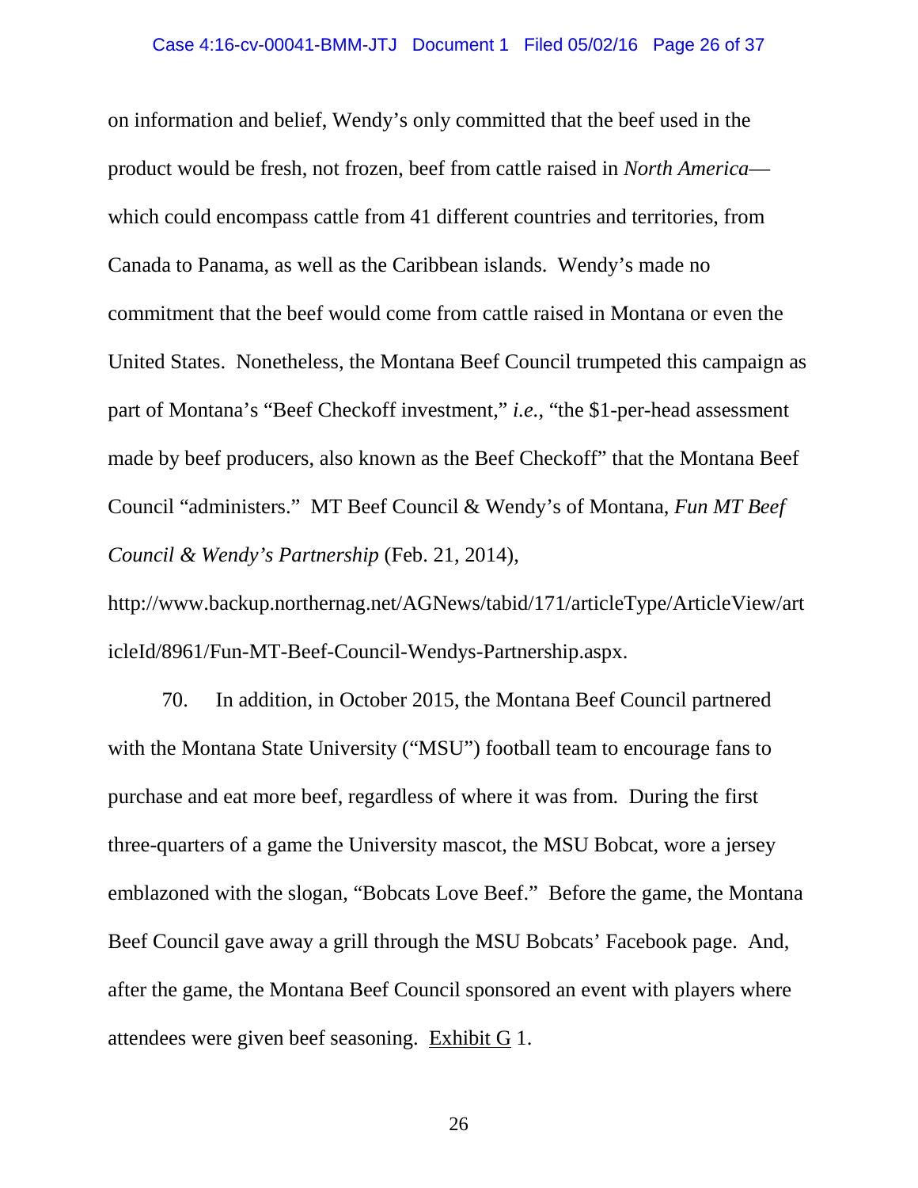on information and belief, Wendy's only committed that the beef used in the product would be fresh, not frozen, beef from cattle raised in *North America*—which could encompass cattle from 41 different countries and territories, from Canada to Panama, as well as the Caribbean islands. Wendy's made no commitment that the beef would come from cattle raised in Montana or even the United States. Nonetheless, the Montana Beef Council trumpeted this campaign as part of Montana's "Beef Checkoff investment," *i.e.*, "the $1-per-head assessment made by beef producers, also known as the Beef Checkoff" that the Montana Beef Council "administers." MT Beef Council & Wendy's of Montana, *Fun MT Beef Council & Wendy's Partnership* (Feb. 21, 2014), http://www.backup.northernag.net/AGNews/tabid/171/articleType/ArticleView/articleId/8961/Fun-MT-Beef-Council-Wendys-Partnership.aspx.

70. In addition, in October 2015, the Montana Beef Council partnered with the Montana State University ("MSU") football team to encourage fans to purchase and eat more beef, regardless of where it was from. During the first three-quarters of a game the University mascot, the MSU Bobcat, wore a jersey emblazoned with the slogan, "Bobcats Love Beef." Before the game, the Montana Beef Council gave away a grill through the MSU Bobcats' Facebook page. And, after the game, the Montana Beef Council sponsored an event with players where attendees were given beef seasoning. Exhibit G 1.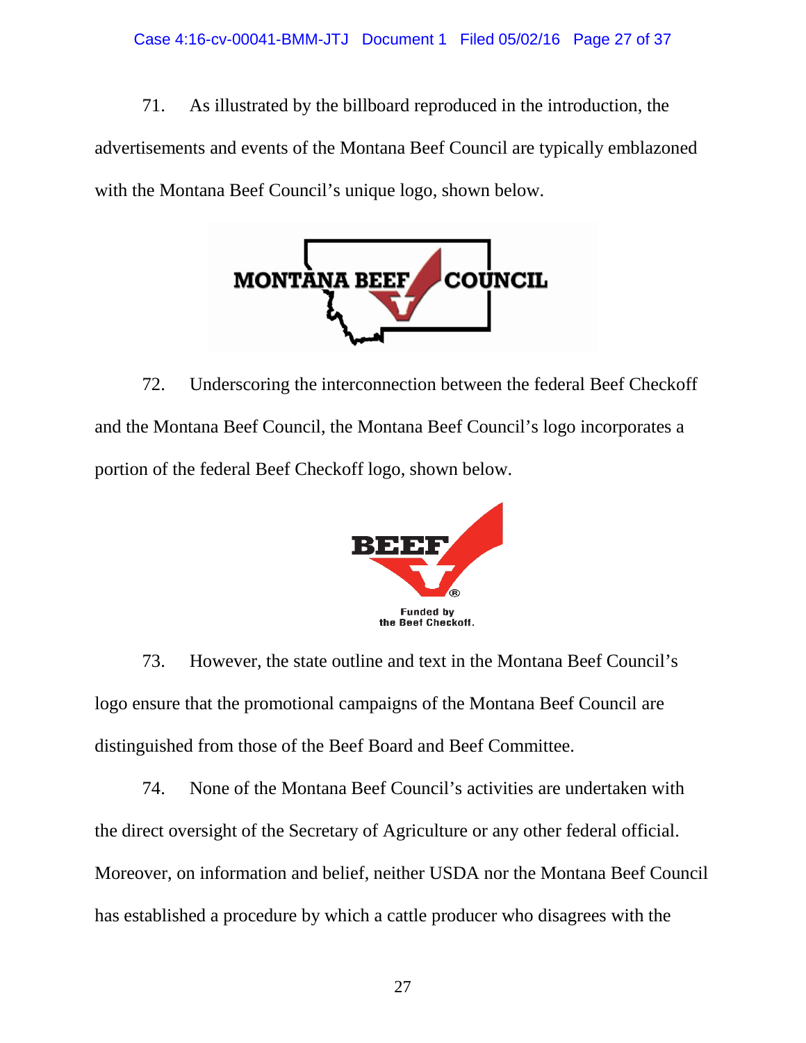71. As illustrated by the billboard reproduced in the introduction, the advertisements and events of the Montana Beef Council are typically emblazoned with the Montana Beef Council's unique logo, shown below.

MONTANA BEEF COUNCIL

72. Underscoring the interconnection between the federal Beef Checkoff and the Montana Beef Council, the Montana Beef Council's logo incorporates a portion of the federal Beef Checkoff logo, shown below.

BEEF ®

Funded by
the Beef Checkoff.

73. However, the state outline and text in the Montana Beef Council's logo ensure that the promotional campaigns of the Montana Beef Council are distinguished from those of the Beef Board and Beef Committee.

74. None of the Montana Beef Council's activities are undertaken with the direct oversight of the Secretary of Agriculture or any other federal official. Moreover, on information and belief, neither USDA nor the Montana Beef Council has established a procedure by which a cattle producer who disagrees with the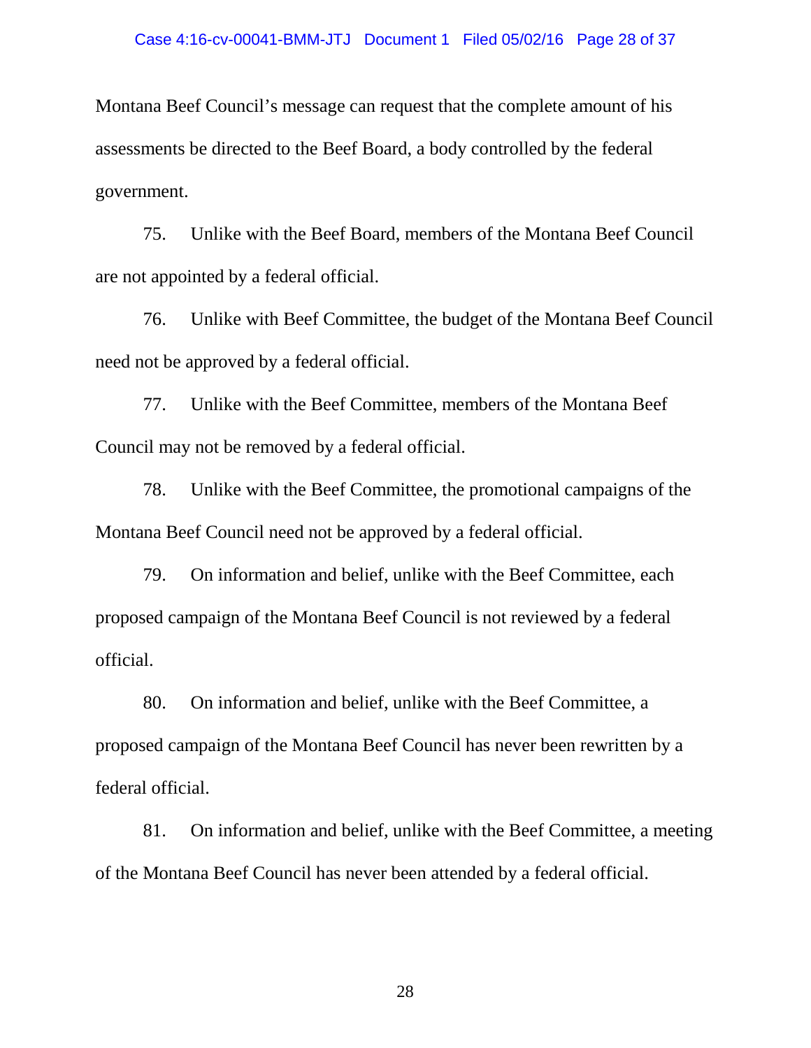Montana Beef Council's message can request that the complete amount of his assessments be directed to the Beef Board, a body controlled by the federal government.

75. Unlike with the Beef Board, members of the Montana Beef Council are not appointed by a federal official.

76. Unlike with Beef Committee, the budget of the Montana Beef Council need not be approved by a federal official.

77. Unlike with the Beef Committee, members of the Montana Beef Council may not be removed by a federal official.

78. Unlike with the Beef Committee, the promotional campaigns of the Montana Beef Council need not be approved by a federal official.

79. On information and belief, unlike with the Beef Committee, each proposed campaign of the Montana Beef Council is not reviewed by a federal official.

80. On information and belief, unlike with the Beef Committee, a proposed campaign of the Montana Beef Council has never been rewritten by a federal official.

81. On information and belief, unlike with the Beef Committee, a meeting of the Montana Beef Council has never been attended by a federal official.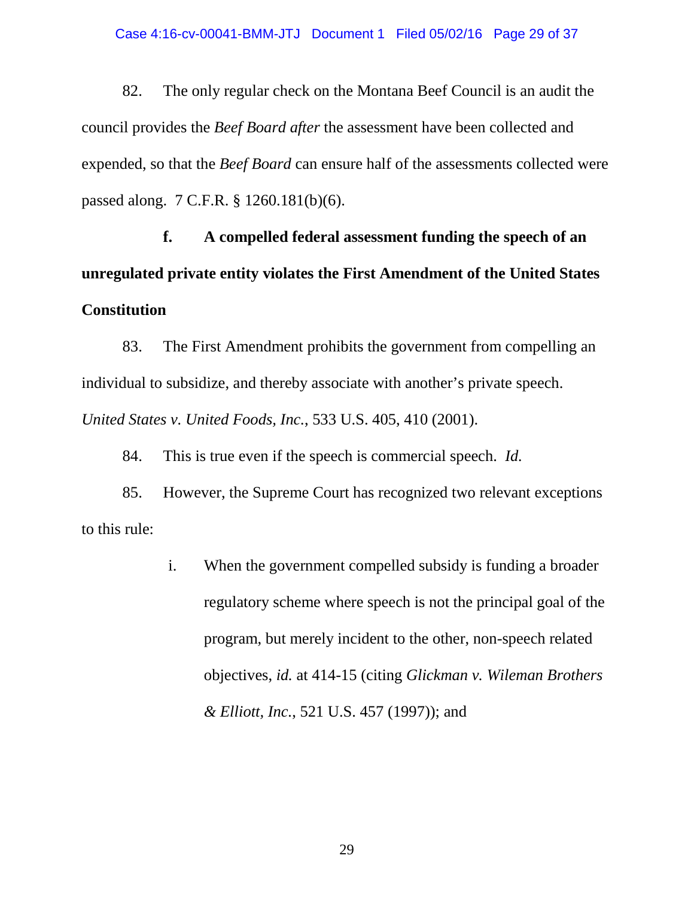82. The only regular check on the Montana Beef Council is an audit the council provides the *Beef Board after* the assessment have been collected and expended, so that the *Beef Board* can ensure half of the assessments collected were passed along. 7 C.F.R. § 1260.181(b)(6).

**f. A compelled federal assessment funding the speech of an unregulated private entity violates the First Amendment of the United States Constitution**

83. The First Amendment prohibits the government from compelling an individual to subsidize, and thereby associate with another's private speech. *United States v. United Foods, Inc.*, 533 U.S. 405, 410 (2001).

84. This is true even if the speech is commercial speech. *Id.*

85. However, the Supreme Court has recognized two relevant exceptions to this rule:

i. When the government compelled subsidy is funding a broader regulatory scheme where speech is not the principal goal of the program, but merely incident to the other, non-speech related objectives, *id.* at 414-15 (citing *Glickman v. Wileman Brothers & Elliott, Inc.*, 521 U.S. 457 (1997)); and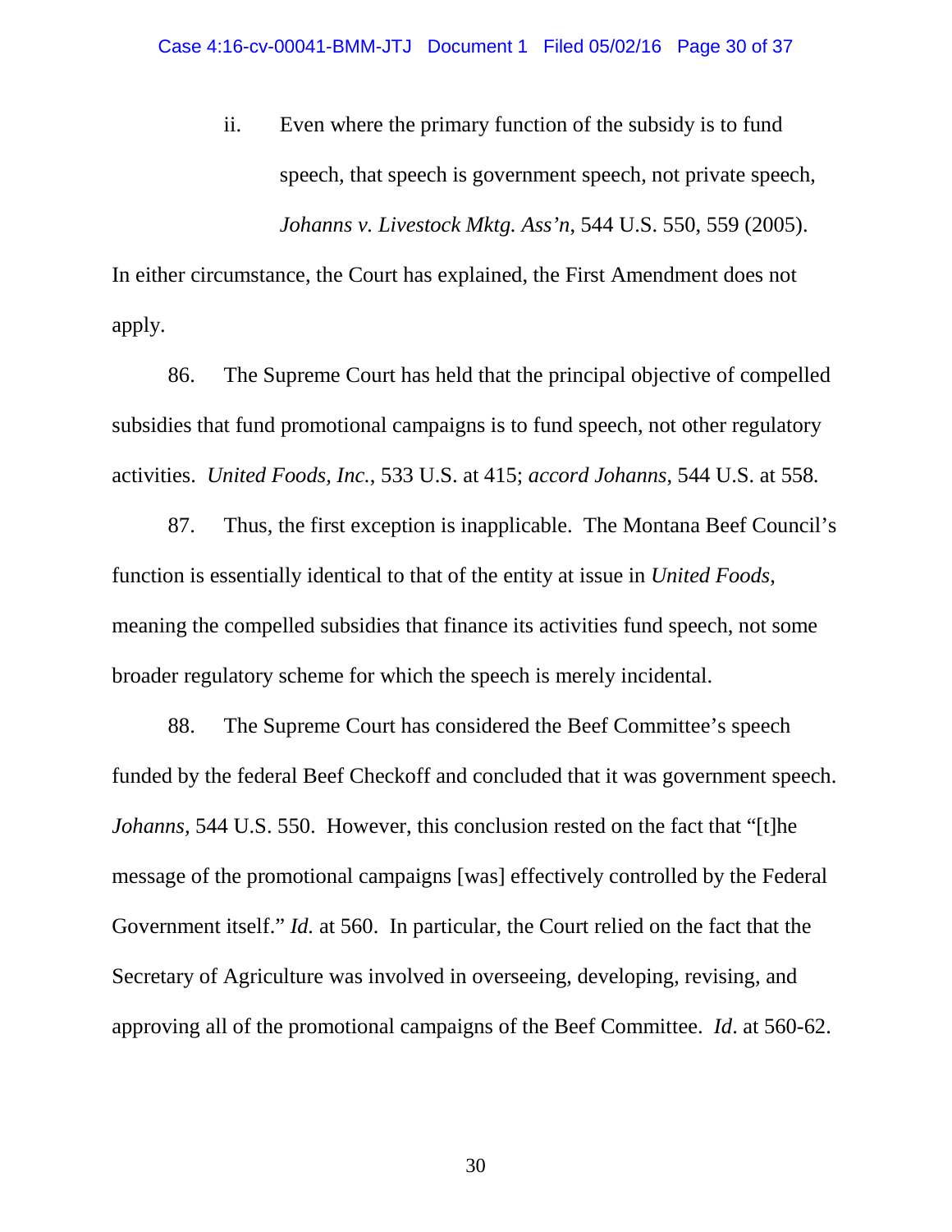ii. Even where the primary function of the subsidy is to fund speech, that speech is government speech, not private speech, *Johanns v. Livestock Mktg. Ass'n*, 544 U.S. 550, 559 (2005).

In either circumstance, the Court has explained, the First Amendment does not apply.

86. The Supreme Court has held that the principal objective of compelled subsidies that fund promotional campaigns is to fund speech, not other regulatory activities. *United Foods, Inc.*, 533 U.S. at 415; *accord Johanns*, 544 U.S. at 558.

87. Thus, the first exception is inapplicable. The Montana Beef Council's function is essentially identical to that of the entity at issue in *United Foods*, meaning the compelled subsidies that finance its activities fund speech, not some broader regulatory scheme for which the speech is merely incidental.

88. The Supreme Court has considered the Beef Committee's speech funded by the federal Beef Checkoff and concluded that it was government speech. *Johanns*, 544 U.S. 550. However, this conclusion rested on the fact that "[t]he message of the promotional campaigns [was] effectively controlled by the Federal Government itself." *Id.* at 560. In particular, the Court relied on the fact that the Secretary of Agriculture was involved in overseeing, developing, revising, and approving all of the promotional campaigns of the Beef Committee. *Id*. at 560-62.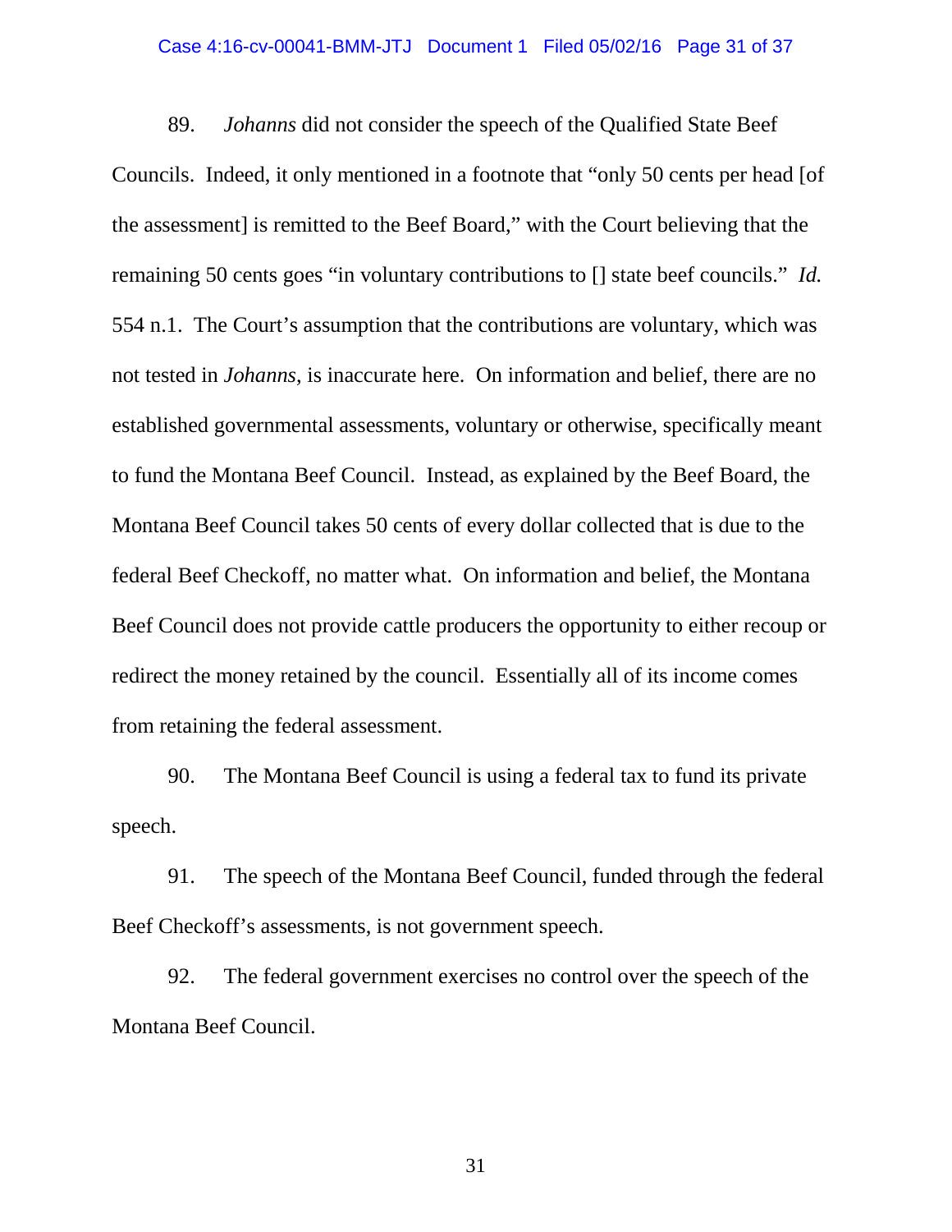89. *Johanns* did not consider the speech of the Qualified State Beef Councils. Indeed, it only mentioned in a footnote that "only 50 cents per head [of the assessment] is remitted to the Beef Board," with the Court believing that the remaining 50 cents goes "in voluntary contributions to [] state beef councils." *Id.* 554 n.1. The Court's assumption that the contributions are voluntary, which was not tested in *Johanns*, is inaccurate here. On information and belief, there are no established governmental assessments, voluntary or otherwise, specifically meant to fund the Montana Beef Council. Instead, as explained by the Beef Board, the Montana Beef Council takes 50 cents of every dollar collected that is due to the federal Beef Checkoff, no matter what. On information and belief, the Montana Beef Council does not provide cattle producers the opportunity to either recoup or redirect the money retained by the council. Essentially all of its income comes from retaining the federal assessment.

90. The Montana Beef Council is using a federal tax to fund its private speech.

91. The speech of the Montana Beef Council, funded through the federal Beef Checkoff's assessments, is not government speech.

92. The federal government exercises no control over the speech of the Montana Beef Council.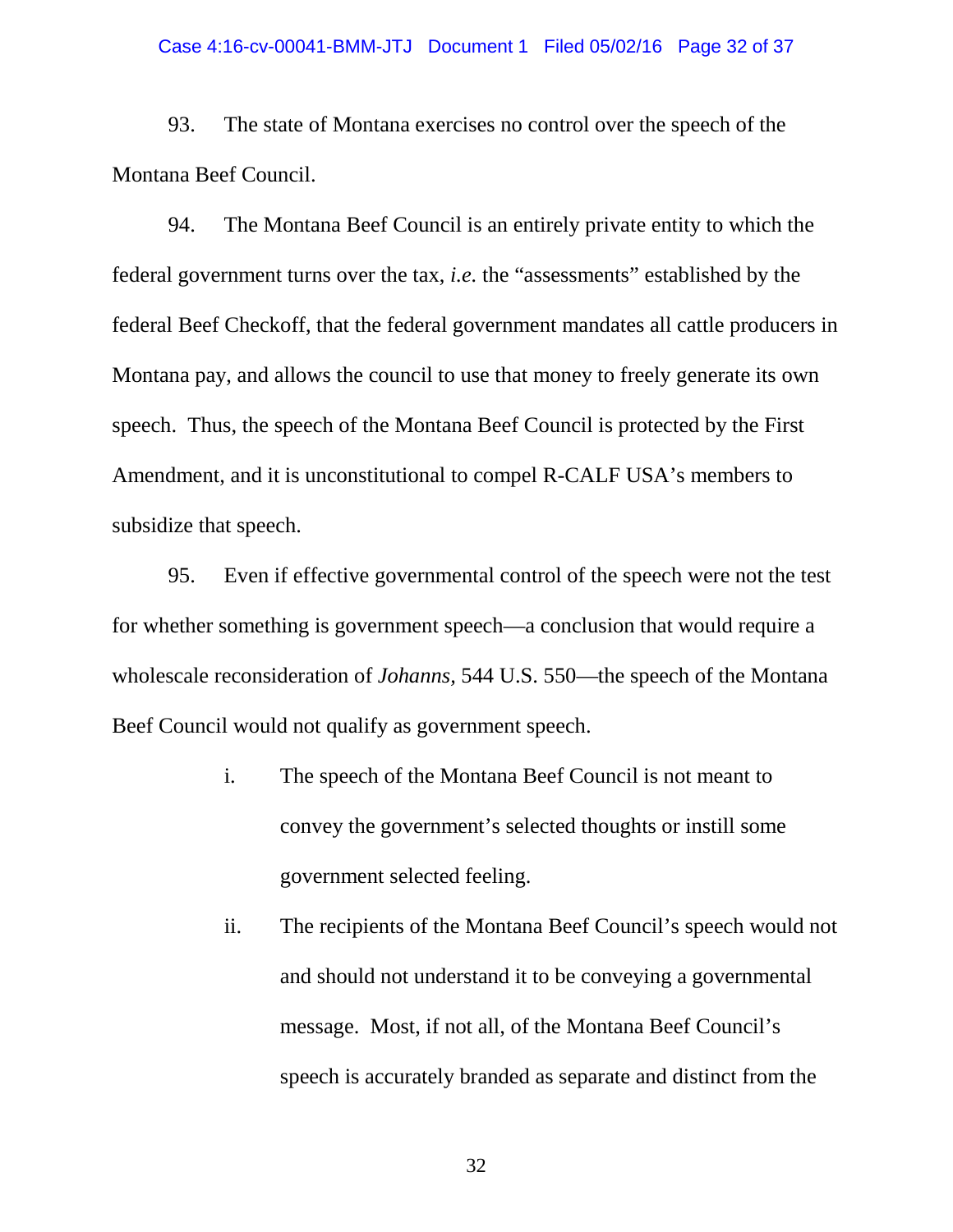93. The state of Montana exercises no control over the speech of the Montana Beef Council.

94. The Montana Beef Council is an entirely private entity to which the federal government turns over the tax, *i.e*. the "assessments" established by the federal Beef Checkoff, that the federal government mandates all cattle producers in Montana pay, and allows the council to use that money to freely generate its own speech. Thus, the speech of the Montana Beef Council is protected by the First Amendment, and it is unconstitutional to compel R-CALF USA's members to subsidize that speech.

95. Even if effective governmental control of the speech were not the test for whether something is government speech—a conclusion that would require a wholescale reconsideration of *Johanns*, 544 U.S. 550—the speech of the Montana Beef Council would not qualify as government speech.

i. The speech of the Montana Beef Council is not meant to convey the government's selected thoughts or instill some government selected feeling.

ii. The recipients of the Montana Beef Council's speech would not and should not understand it to be conveying a governmental message. Most, if not all, of the Montana Beef Council's speech is accurately branded as separate and distinct from the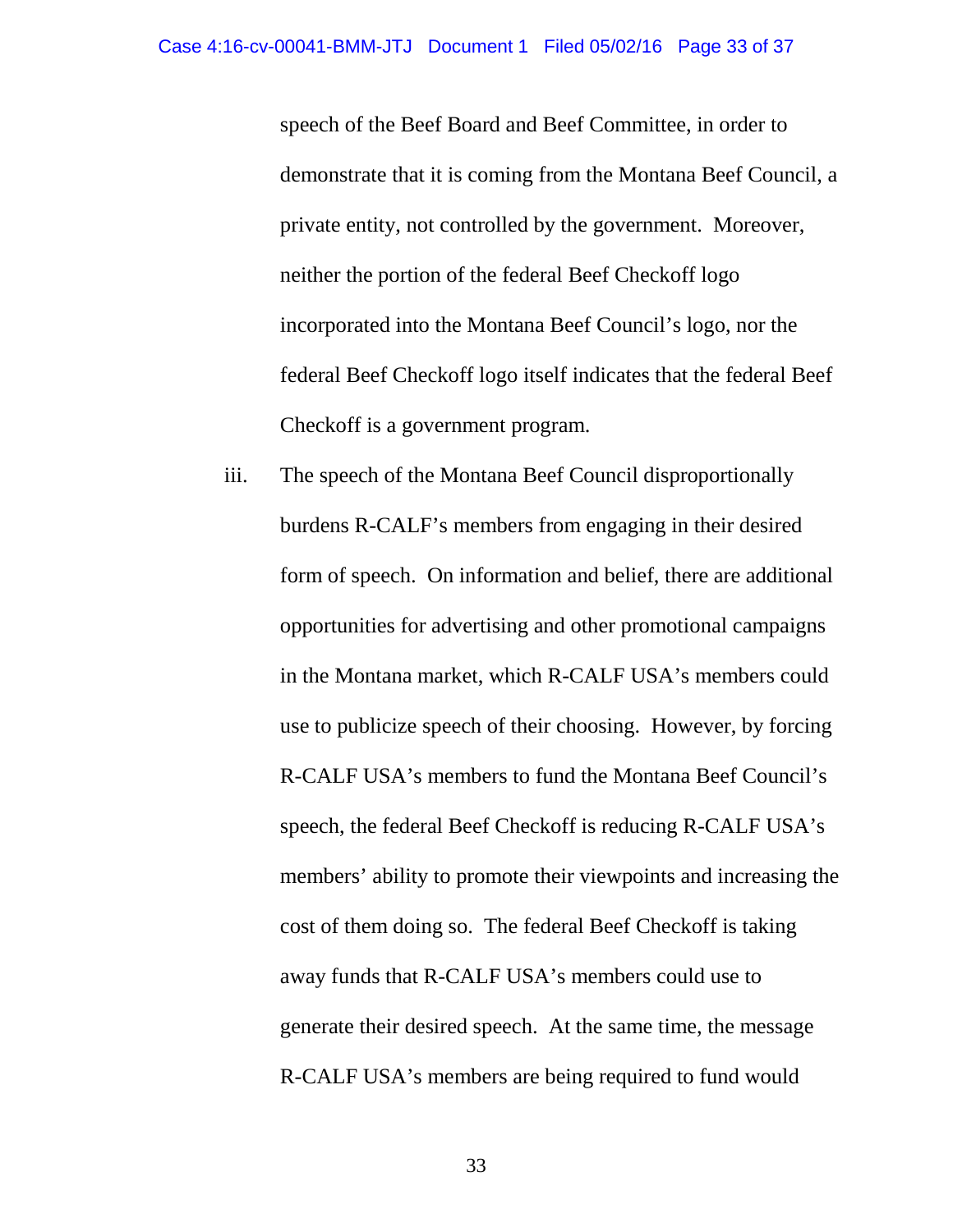speech of the Beef Board and Beef Committee, in order to demonstrate that it is coming from the Montana Beef Council, a private entity, not controlled by the government. Moreover, neither the portion of the federal Beef Checkoff logo incorporated into the Montana Beef Council's logo, nor the federal Beef Checkoff logo itself indicates that the federal Beef Checkoff is a government program.

iii. The speech of the Montana Beef Council disproportionally burdens R-CALF's members from engaging in their desired form of speech. On information and belief, there are additional opportunities for advertising and other promotional campaigns in the Montana market, which R-CALF USA's members could use to publicize speech of their choosing. However, by forcing R-CALF USA's members to fund the Montana Beef Council's speech, the federal Beef Checkoff is reducing R-CALF USA's members' ability to promote their viewpoints and increasing the cost of them doing so. The federal Beef Checkoff is taking away funds that R-CALF USA's members could use to generate their desired speech. At the same time, the message R-CALF USA's members are being required to fund would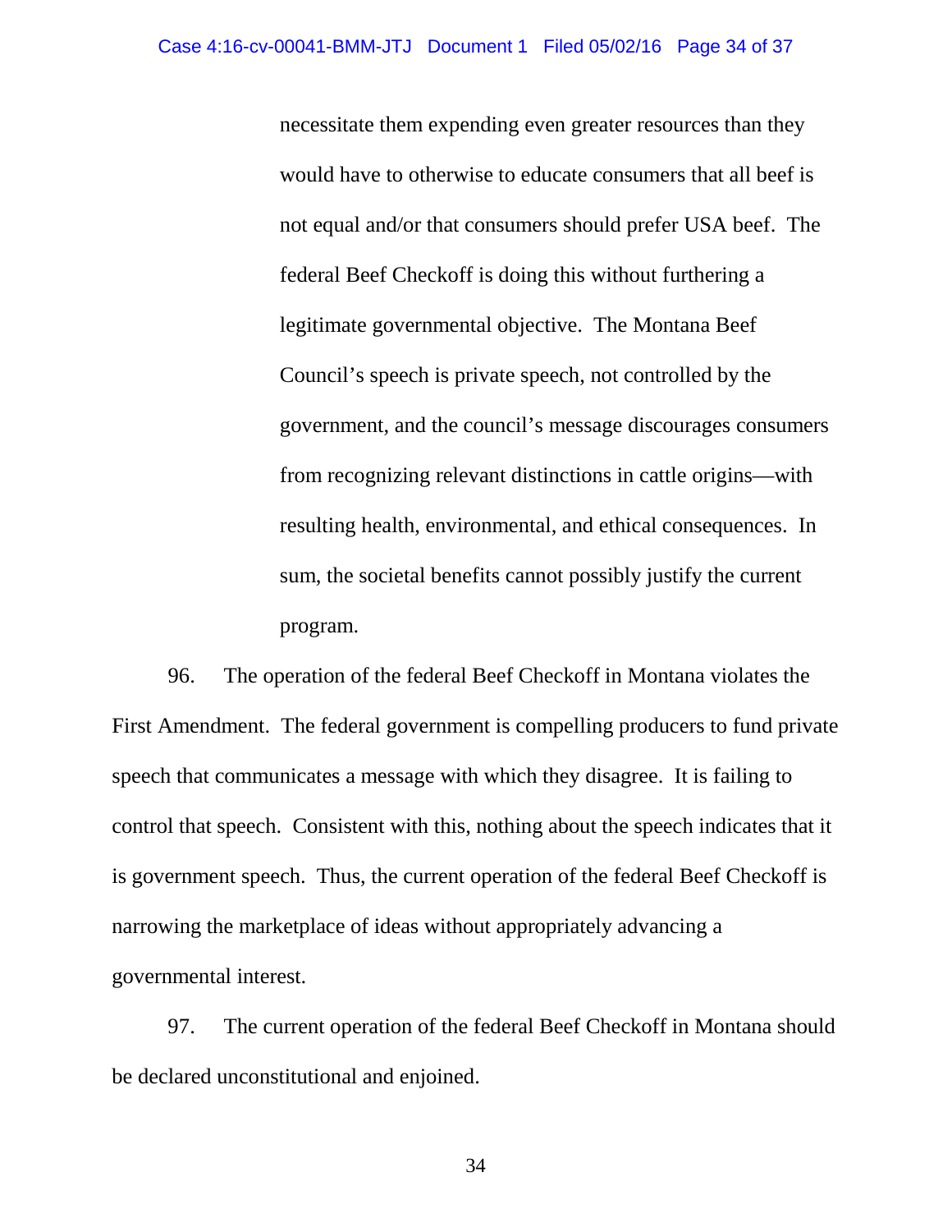necessitate them expending even greater resources than they would have to otherwise to educate consumers that all beef is not equal and/or that consumers should prefer USA beef. The federal Beef Checkoff is doing this without furthering a legitimate governmental objective. The Montana Beef Council's speech is private speech, not controlled by the government, and the council's message discourages consumers from recognizing relevant distinctions in cattle origins—with resulting health, environmental, and ethical consequences. In sum, the societal benefits cannot possibly justify the current program.

96. The operation of the federal Beef Checkoff in Montana violates the First Amendment. The federal government is compelling producers to fund private speech that communicates a message with which they disagree. It is failing to control that speech. Consistent with this, nothing about the speech indicates that it is government speech. Thus, the current operation of the federal Beef Checkoff is narrowing the marketplace of ideas without appropriately advancing a governmental interest.

97. The current operation of the federal Beef Checkoff in Montana should be declared unconstitutional and enjoined.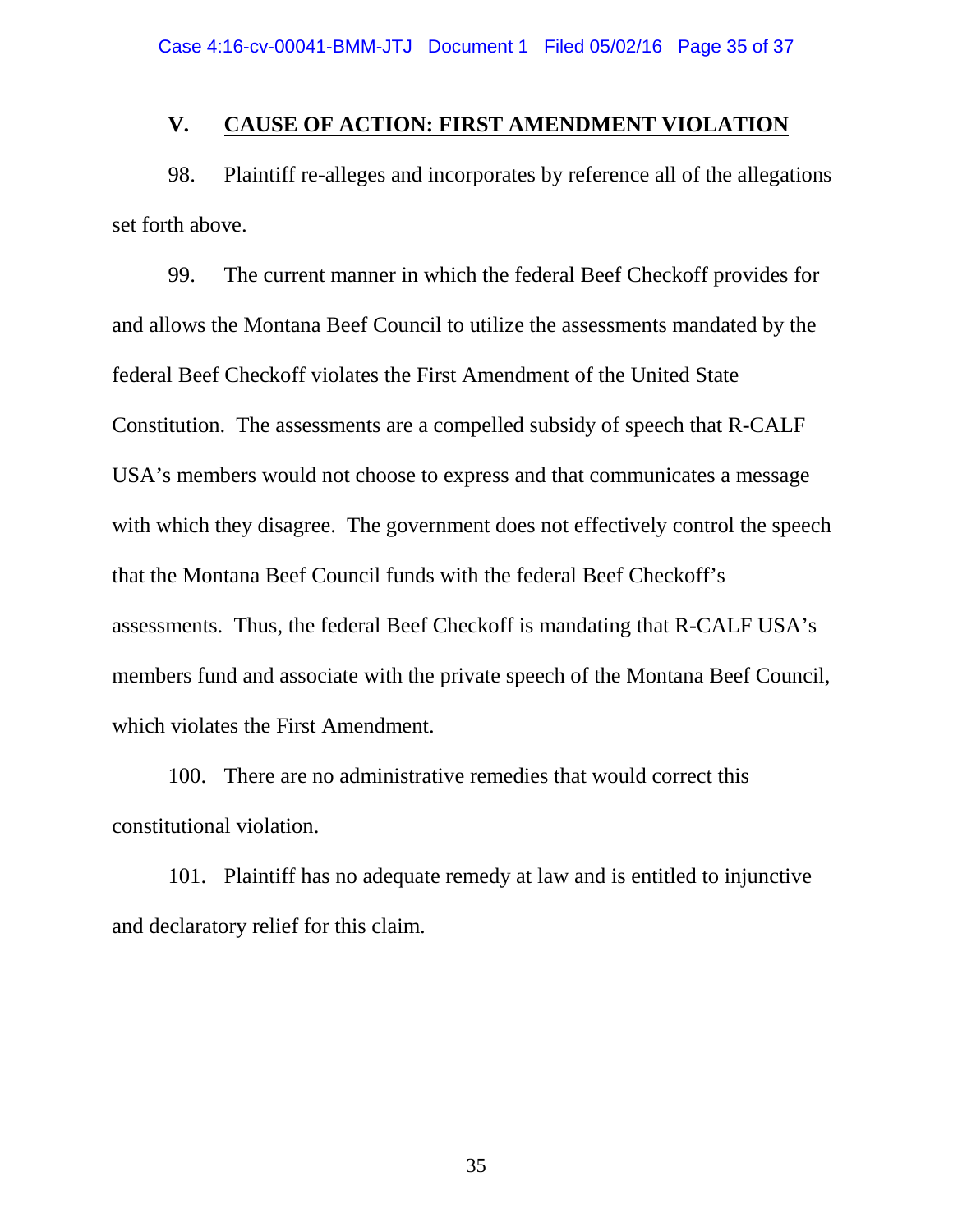## V. CAUSE OF ACTION: FIRST AMENDMENT VIOLATION

98. Plaintiff re-alleges and incorporates by reference all of the allegations set forth above.

99. The current manner in which the federal Beef Checkoff provides for and allows the Montana Beef Council to utilize the assessments mandated by the federal Beef Checkoff violates the First Amendment of the United State Constitution. The assessments are a compelled subsidy of speech that R-CALF USA's members would not choose to express and that communicates a message with which they disagree. The government does not effectively control the speech that the Montana Beef Council funds with the federal Beef Checkoff's assessments. Thus, the federal Beef Checkoff is mandating that R-CALF USA's members fund and associate with the private speech of the Montana Beef Council, which violates the First Amendment.

100. There are no administrative remedies that would correct this constitutional violation.

101. Plaintiff has no adequate remedy at law and is entitled to injunctive and declaratory relief for this claim.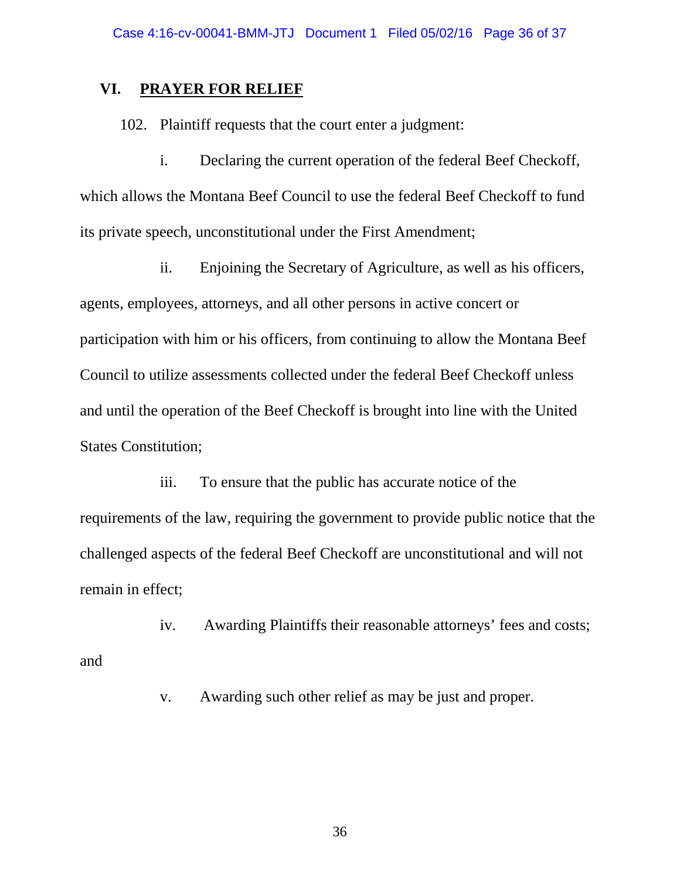## VI. PRAYER FOR RELIEF

102. Plaintiff requests that the court enter a judgment:

i. Declaring the current operation of the federal Beef Checkoff, which allows the Montana Beef Council to use the federal Beef Checkoff to fund its private speech, unconstitutional under the First Amendment;

ii. Enjoining the Secretary of Agriculture, as well as his officers, agents, employees, attorneys, and all other persons in active concert or participation with him or his officers, from continuing to allow the Montana Beef Council to utilize assessments collected under the federal Beef Checkoff unless and until the operation of the Beef Checkoff is brought into line with the United States Constitution;

iii. To ensure that the public has accurate notice of the requirements of the law, requiring the government to provide public notice that the challenged aspects of the federal Beef Checkoff are unconstitutional and will not remain in effect;

iv. Awarding Plaintiffs their reasonable attorneys' fees and costs; and

v. Awarding such other relief as may be just and proper.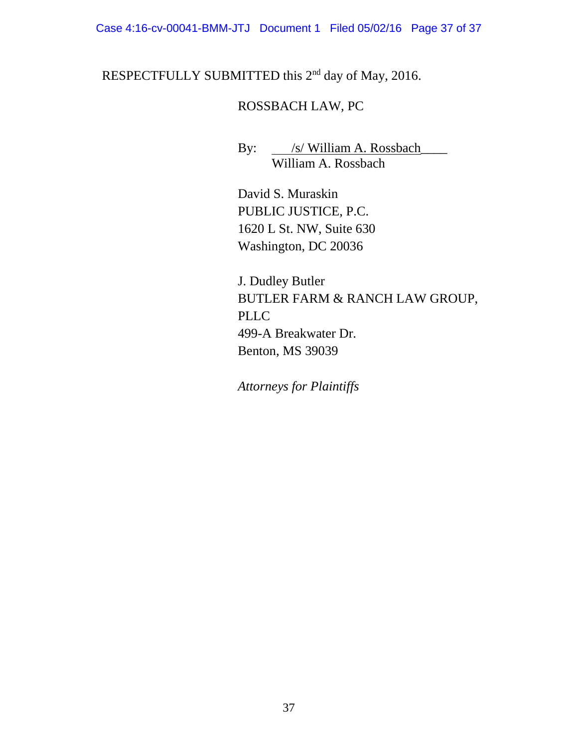RESPECTFULLY SUBMITTED this 2nd day of May, 2016.

ROSSBACH LAW, PC

By: /s/ William A. Rossbach
William A. Rossbach

David S. Muraskin
PUBLIC JUSTICE, P.C.
1620 L St. NW, Suite 630
Washington, DC 20036

J. Dudley Butler
BUTLER FARM & RANCH LAW GROUP, PLLC
499-A Breakwater Dr.
Benton, MS 39039

*Attorneys for Plaintiffs*